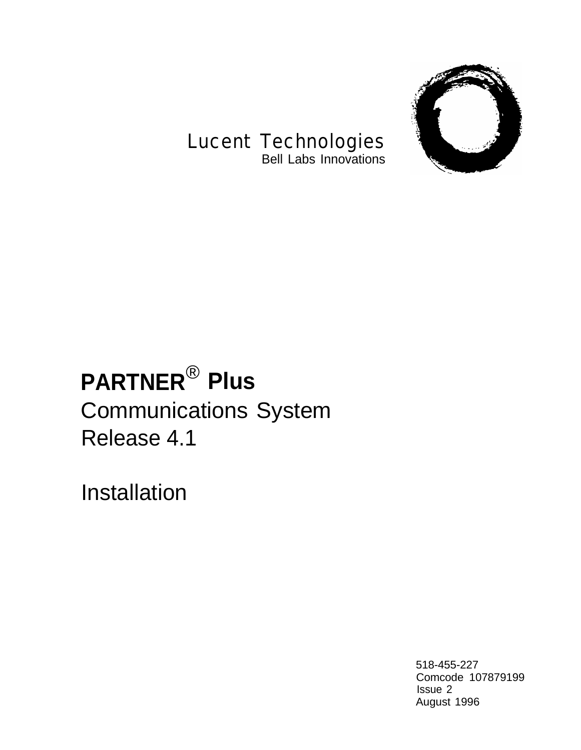Lucent Technologies
Bell Labs Innovations

# PARTNER® Plus

## Communications System
## Release 4.1

## Installation

518-455-227
Comcode 107879199
Issue 2
August 1996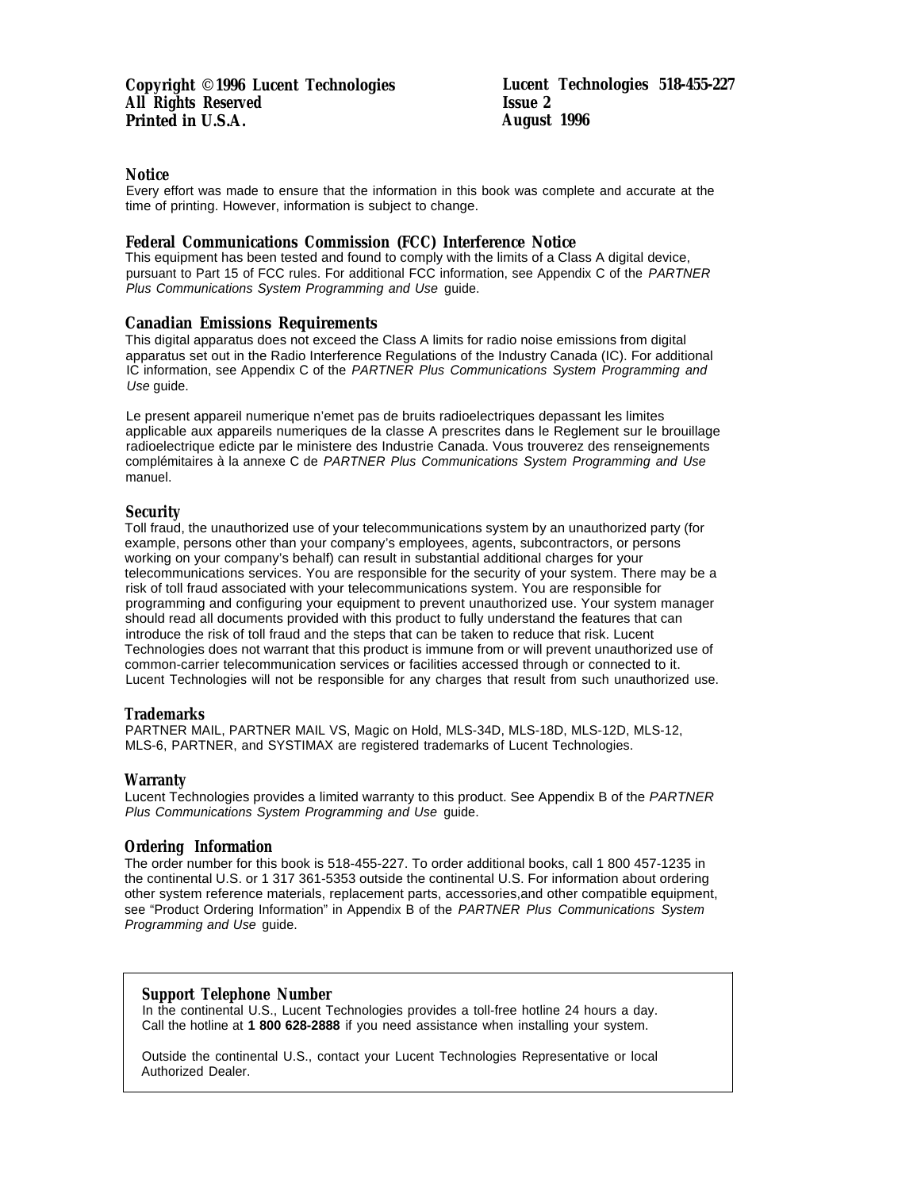Copyright ©1996 Lucent Technologies
All Rights Reserved
Printed in U.S.A.

Lucent Technologies 518-455-227
Issue 2
August 1996

## Notice

Every effort was made to ensure that the information in this book was complete and accurate at the time of printing. However, information is subject to change.

## Federal Communications Commission (FCC) Interference Notice

This equipment has been tested and found to comply with the limits of a Class A digital device, pursuant to Part 15 of FCC rules. For additional FCC information, see Appendix C of the *PARTNER Plus Communications System Programming and Use* guide.

## Canadian Emissions Requirements

This digital apparatus does not exceed the Class A limits for radio noise emissions from digital apparatus set out in the Radio Interference Regulations of the Industry Canada (IC). For additional IC information, see Appendix C of the *PARTNER Plus Communications System Programming and Use* guide.

Le present appareil numerique n'emet pas de bruits radioelectriques depassant les limites applicable aux appareils numeriques de la classe A prescrites dans le Reglement sur le brouillage radioelectrique edicte par le ministere des Industrie Canada. Vous trouverez des renseignements complémitaires à la annexe C de *PARTNER Plus Communications System Programming and Use* manuel.

## Security

Toll fraud, the unauthorized use of your telecommunications system by an unauthorized party (for example, persons other than your company's employees, agents, subcontractors, or persons working on your company's behalf) can result in substantial additional charges for your telecommunications services. You are responsible for the security of your system. There may be a risk of toll fraud associated with your telecommunications system. You are responsible for programming and configuring your equipment to prevent unauthorized use. Your system manager should read all documents provided with this product to fully understand the features that can introduce the risk of toll fraud and the steps that can be taken to reduce that risk. Lucent Technologies does not warrant that this product is immune from or will prevent unauthorized use of common-carrier telecommunication services or facilities accessed through or connected to it. Lucent Technologies will not be responsible for any charges that result from such unauthorized use.

## Trademarks

PARTNER MAIL, PARTNER MAIL VS, Magic on Hold, MLS-34D, MLS-18D, MLS-12D, MLS-12, MLS-6, PARTNER, and SYSTIMAX are registered trademarks of Lucent Technologies.

## Warranty

Lucent Technologies provides a limited warranty to this product. See Appendix B of the *PARTNER Plus Communications System Programming and Use* guide.

## Ordering Information

The order number for this book is 518-455-227. To order additional books, call 1 800 457-1235 in the continental U.S. or 1 317 361-5353 outside the continental U.S. For information about ordering other system reference materials, replacement parts, accessories,and other compatible equipment, see "Product Ordering Information" in Appendix B of the *PARTNER Plus Communications System Programming and Use* guide.

## Support Telephone Number

In the continental U.S., Lucent Technologies provides a toll-free hotline 24 hours a day. Call the hotline at **1 800 628-2888** if you need assistance when installing your system.

Outside the continental U.S., contact your Lucent Technologies Representative or local Authorized Dealer.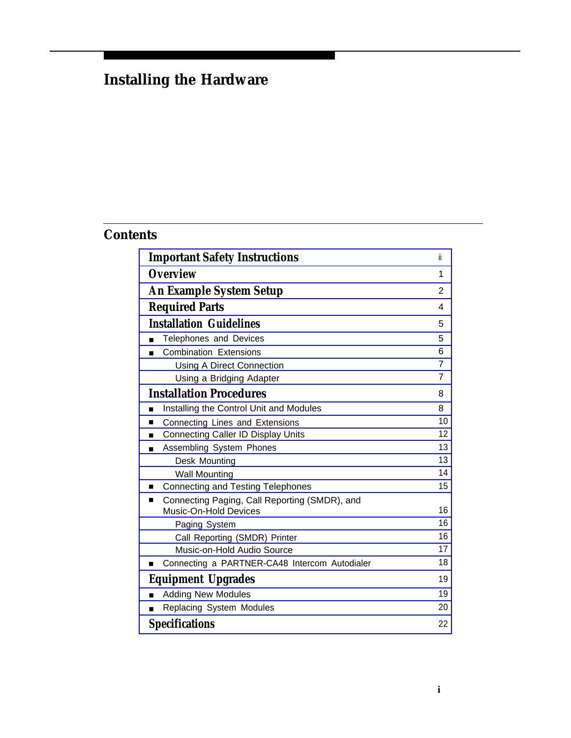# Installing the Hardware

## Contents

| | |
|---|---|
| **Important Safety Instructions** | ii |
| **Overview** | 1 |
| **An Example System Setup** | 2 |
| **Required Parts** | 4 |
| **Installation Guidelines** | 5 |
| ■ Telephones and Devices | 5 |
| ■ Combination Extensions | 6 |
| Using A Direct Connection | 7 |
| Using a Bridging Adapter | 7 |
| **Installation Procedures** | 8 |
| ■ Installing the Control Unit and Modules | 8 |
| ■ Connecting Lines and Extensions | 10 |
| ■ Connecting Caller ID Display Units | 12 |
| ■ Assembling System Phones | 13 |
| Desk Mounting | 13 |
| Wall Mounting | 14 |
| ■ Connecting and Testing Telephones | 15 |
| ■ Connecting Paging, Call Reporting (SMDR), and Music-On-Hold Devices | 16 |
| Paging System | 16 |
| Call Reporting (SMDR) Printer | 16 |
| Music-on-Hold Audio Source | 17 |
| ■ Connecting a PARTNER-CA48 Intercom Autodialer | 18 |
| **Equipment Upgrades** | 19 |
| ■ Adding New Modules | 19 |
| ■ Replacing System Modules | 20 |
| **Specifications** | 22 |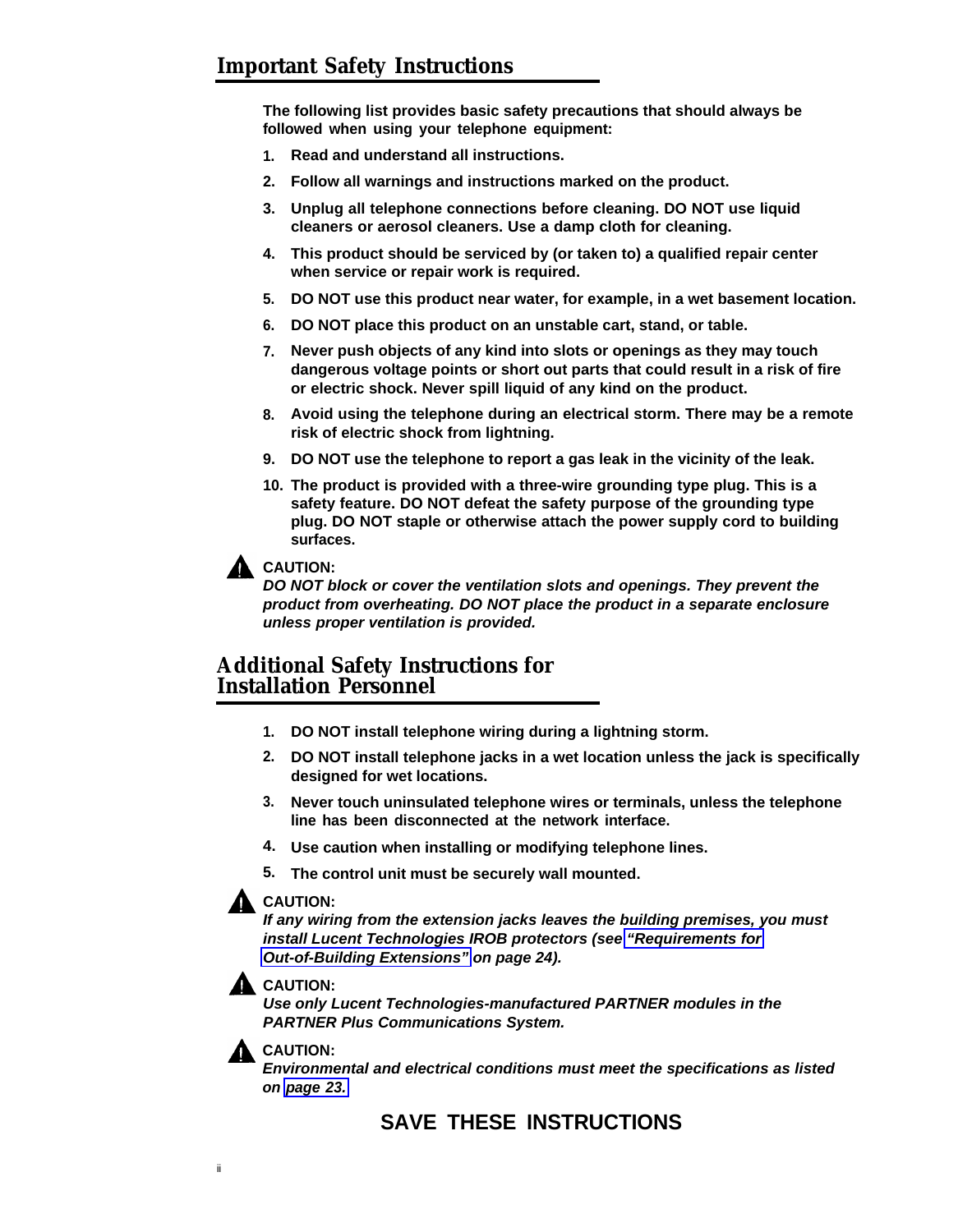## Important Safety Instructions

**The following list provides basic safety precautions that should always be followed when using your telephone equipment:**

1. **Read and understand all instructions.**
2. **Follow all warnings and instructions marked on the product.**
3. **Unplug all telephone connections before cleaning. DO NOT use liquid cleaners or aerosol cleaners. Use a damp cloth for cleaning.**
4. **This product should be serviced by (or taken to) a qualified repair center when service or repair work is required.**
5. **DO NOT use this product near water, for example, in a wet basement location.**
6. **DO NOT place this product on an unstable cart, stand, or table.**
7. **Never push objects of any kind into slots or openings as they may touch dangerous voltage points or short out parts that could result in a risk of fire or electric shock. Never spill liquid of any kind on the product.**
8. **Avoid using the telephone during an electrical storm. There may be a remote risk of electric shock from lightning.**
9. **DO NOT use the telephone to report a gas leak in the vicinity of the leak.**
10. **The product is provided with a three-wire grounding type plug. This is a safety feature. DO NOT defeat the safety purpose of the grounding type plug. DO NOT staple or otherwise attach the power supply cord to building surfaces.**

**CAUTION:**
***DO NOT block or cover the ventilation slots and openings. They prevent the product from overheating. DO NOT place the product in a separate enclosure unless proper ventilation is provided.***

## Additional Safety Instructions for Installation Personnel

1. **DO NOT install telephone wiring during a lightning storm.**
2. **DO NOT install telephone jacks in a wet location unless the jack is specifically designed for wet locations.**
3. **Never touch uninsulated telephone wires or terminals, unless the telephone line has been disconnected at the network interface.**
4. **Use caution when installing or modifying telephone lines.**
5. **The control unit must be securely wall mounted.**

**CAUTION:**
***If any wiring from the extension jacks leaves the building premises, you must install Lucent Technologies IROB protectors (see "Requirements for Out-of-Building Extensions" on page 24).***

**CAUTION:**
***Use only Lucent Technologies-manufactured PARTNER modules in the PARTNER Plus Communications System.***

**CAUTION:**
***Environmental and electrical conditions must meet the specifications as listed on page 23.***

**SAVE THESE INSTRUCTIONS**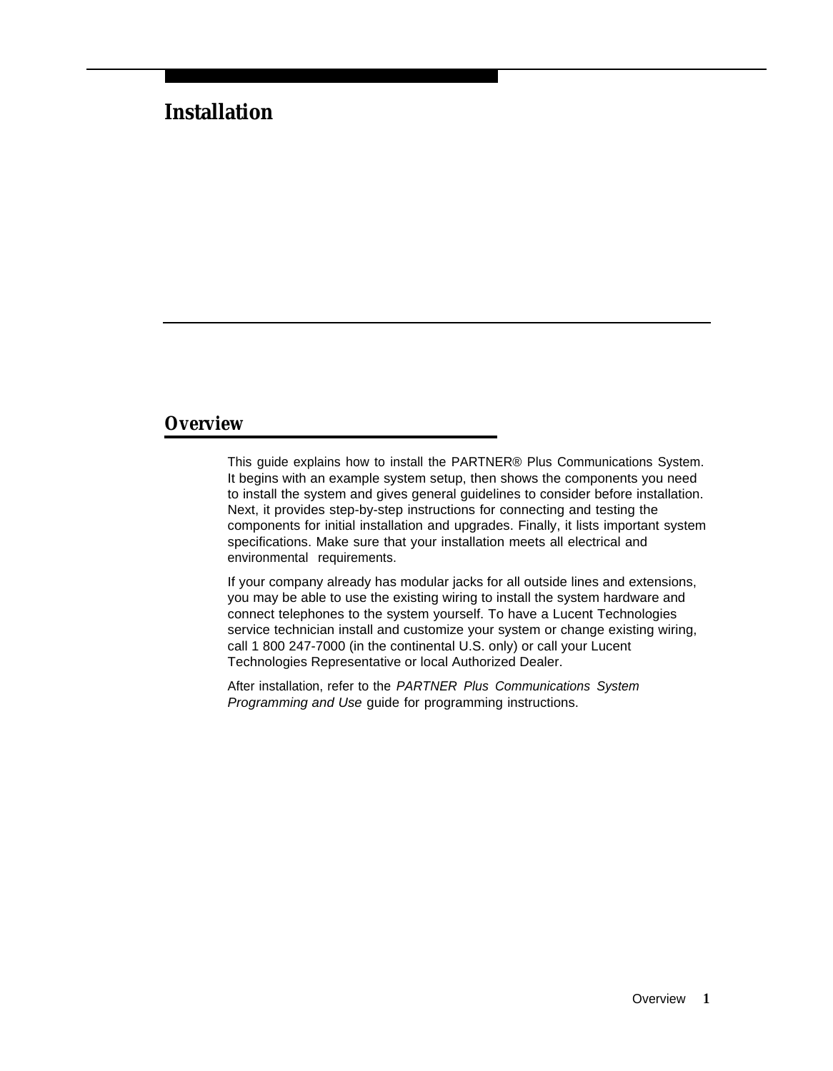# Installation

## Overview

This guide explains how to install the PARTNER® Plus Communications System. It begins with an example system setup, then shows the components you need to install the system and gives general guidelines to consider before installation. Next, it provides step-by-step instructions for connecting and testing the components for initial installation and upgrades. Finally, it lists important system specifications. Make sure that your installation meets all electrical and environmental requirements.

If your company already has modular jacks for all outside lines and extensions, you may be able to use the existing wiring to install the system hardware and connect telephones to the system yourself. To have a Lucent Technologies service technician install and customize your system or change existing wiring, call 1 800 247-7000 (in the continental U.S. only) or call your Lucent Technologies Representative or local Authorized Dealer.

After installation, refer to the *PARTNER Plus Communications System Programming and Use* guide for programming instructions.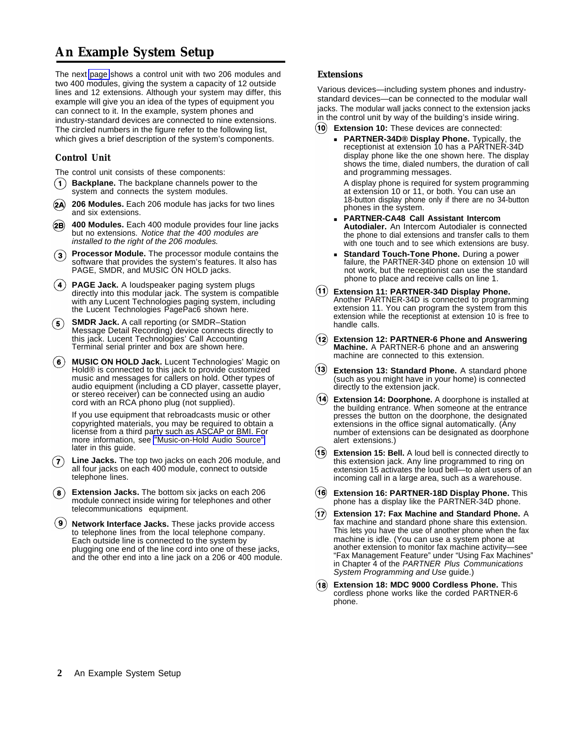# An Example System Setup

The next page shows a control unit with two 206 modules and two 400 modules, giving the system a capacity of 12 outside lines and 12 extensions. Although your system may differ, this example will give you an idea of the types of equipment you can connect to it. In the example, system phones and industry-standard devices are connected to nine extensions. The circled numbers in the figure refer to the following list, which gives a brief description of the system's components.

## Control Unit

The control unit consists of these components:

(1) **Backplane.** The backplane channels power to the system and connects the system modules.

(2A) **206 Modules.** Each 206 module has jacks for two lines and six extensions.

(2B) **400 Modules.** Each 400 module provides four line jacks but no extensions. *Notice that the 400 modules are installed to the right of the 206 modules.*

(3) **Processor Module.** The processor module contains the software that provides the system's features. It also has PAGE, SMDR, and MUSIC ON HOLD jacks.

(4) **PAGE Jack.** A loudspeaker paging system plugs directly into this modular jack. The system is compatible with any Lucent Technologies paging system, including the Lucent Technologies PagePac6 shown here.

(5) **SMDR Jack.** A call reporting (or SMDR–Station Message Detail Recording) device connects directly to this jack. Lucent Technologies' Call Accounting Terminal serial printer and box are shown here.

(6) **MUSIC ON HOLD Jack.** Lucent Technologies' Magic on Hold® is connected to this jack to provide customized music and messages for callers on hold. Other types of audio equipment (including a CD player, cassette player, or stereo receiver) can be connected using an audio cord with an RCA phono plug (not supplied).

If you use equipment that rebroadcasts music or other copyrighted materials, you may be required to obtain a license from a third party such as ASCAP or BMI. For more information, see "Music-on-Hold Audio Source" later in this guide.

(7) **Line Jacks.** The top two jacks on each 206 module, and all four jacks on each 400 module, connect to outside telephone lines.

(8) **Extension Jacks.** The bottom six jacks on each 206 module connect inside wiring for telephones and other telecommunications equipment.

(9) **Network Interface Jacks.** These jacks provide access to telephone lines from the local telephone company. Each outside line is connected to the system by plugging one end of the line cord into one of these jacks, and the other end into a line jack on a 206 or 400 module.

## Extensions

Various devices—including system phones and industry-standard devices—can be connected to the modular wall jacks. The modular wall jacks connect to the extension jacks in the control unit by way of the building's inside wiring.

(10) **Extension 10:** These devices are connected:

- **PARTNER-34D® Display Phone.** Typically, the receptionist at extension 10 has a PARTNER-34D display phone like the one shown here. The display shows the time, dialed numbers, the duration of call and programming messages.

  A display phone is required for system programming at extension 10 or 11, or both. You can use an 18-button display phone only if there are no 34-button phones in the system.
- **PARTNER-CA48 Call Assistant Intercom Autodialer.** An Intercom Autodialer is connected the phone to dial extensions and transfer calls to them with one touch and to see which extensions are busy.
- **Standard Touch-Tone Phone.** During a power failure, the PARTNER-34D phone on extension 10 will not work, but the receptionist can use the standard phone to place and receive calls on line 1.

(11) **Extension 11: PARTNER-34D Display Phone.** Another PARTNER-34D is connected to programming extension 11. You can program the system from this extension while the receptionist at extension 10 is free to handle calls.

(12) **Extension 12: PARTNER-6 Phone and Answering Machine.** A PARTNER-6 phone and an answering machine are connected to this extension.

(13) **Extension 13: Standard Phone.** A standard phone (such as you might have in your home) is connected directly to the extension jack.

(14) **Extension 14: Doorphone.** A doorphone is installed at the building entrance. When someone at the entrance presses the button on the doorphone, the designated extensions in the office signal automatically. (Any number of extensions can be designated as doorphone alert extensions.)

(15) **Extension 15: Bell.** A loud bell is connected directly to this extension jack. Any line programmed to ring on extension 15 activates the loud bell—to alert users of an incoming call in a large area, such as a warehouse.

(16) **Extension 16: PARTNER-18D Display Phone.** This phone has a display like the PARTNER-34D phone.

(17) **Extension 17: Fax Machine and Standard Phone.** A fax machine and standard phone share this extension. This lets you have the use of another phone when the fax machine is idle. (You can use a system phone at another extension to monitor fax machine activity—see "Fax Management Feature" under "Using Fax Machines" in Chapter 4 of the *PARTNER Plus Communications System Programming and Use* guide.)

(18) **Extension 18: MDC 9000 Cordless Phone.** This cordless phone works like the corded PARTNER-6 phone.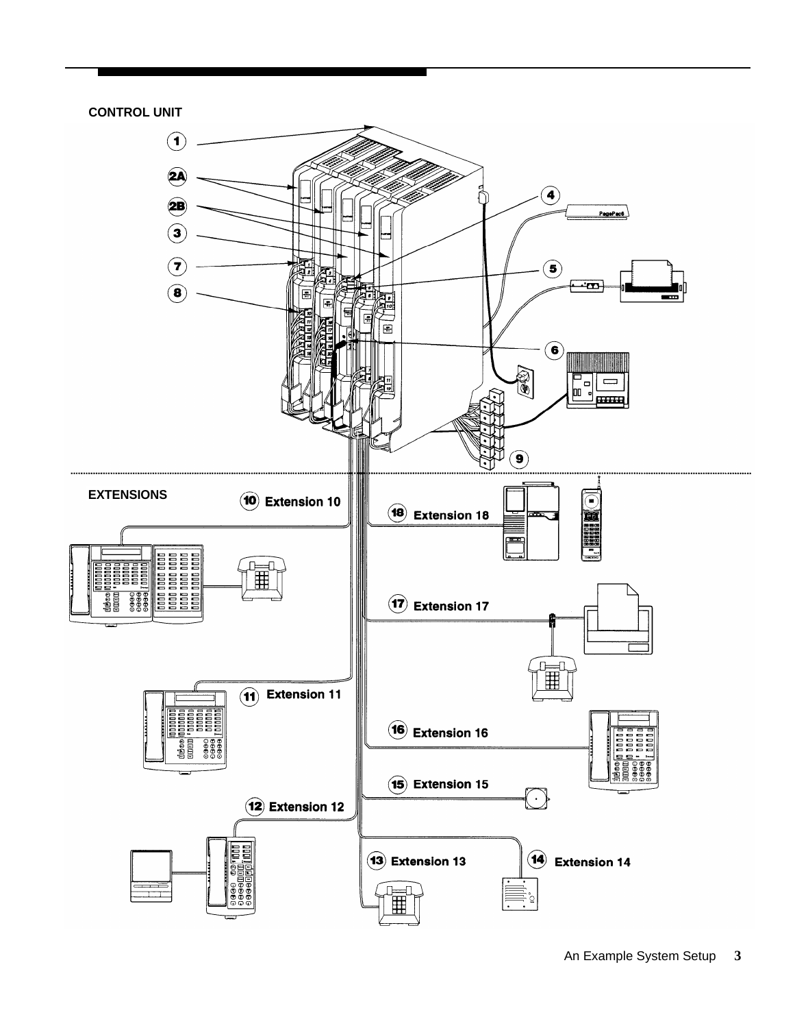CONTROL UNIT

1

2A

2B

3

7

8

4

5

6

9

EXTENSIONS

10 Extension 10

11 Extension 11

12 Extension 12

13 Extension 13

14 Extension 14

15 Extension 15

16 Extension 16

17 Extension 17

18 Extension 18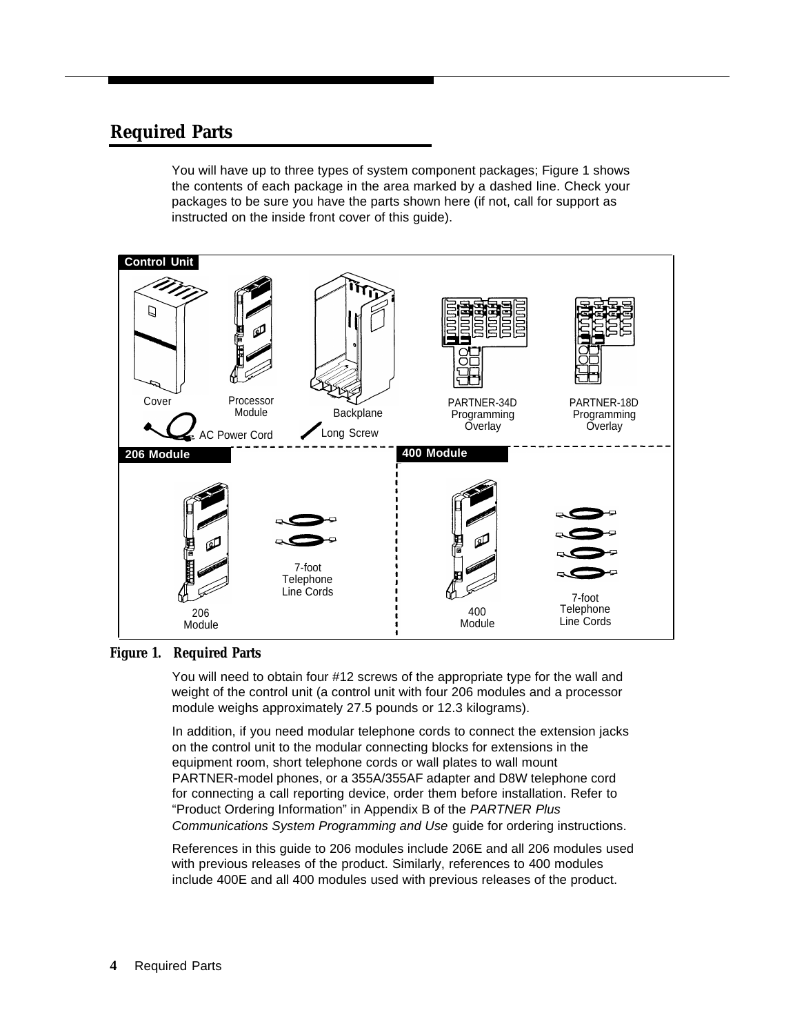## Required Parts

You will have up to three types of system component packages; Figure 1 shows the contents of each package in the area marked by a dashed line. Check your packages to be sure you have the parts shown here (if not, call for support as instructed on the inside front cover of this guide).

**Control Unit**

Cover
Processor Module
Backplane
PARTNER-34D Programming Overlay
PARTNER-18D Programming Overlay
AC Power Cord
Long Screw

**206 Module**

206 Module
7-foot Telephone Line Cords

**400 Module**

400 Module
7-foot Telephone Line Cords

**Figure 1. Required Parts**

You will need to obtain four #12 screws of the appropriate type for the wall and weight of the control unit (a control unit with four 206 modules and a processor module weighs approximately 27.5 pounds or 12.3 kilograms).

In addition, if you need modular telephone cords to connect the extension jacks on the control unit to the modular connecting blocks for extensions in the equipment room, short telephone cords or wall plates to wall mount PARTNER-model phones, or a 355A/355AF adapter and D8W telephone cord for connecting a call reporting device, order them before installation. Refer to "Product Ordering Information" in Appendix B of the *PARTNER Plus Communications System Programming and Use* guide for ordering instructions.

References in this guide to 206 modules include 206E and all 206 modules used with previous releases of the product. Similarly, references to 400 modules include 400E and all 400 modules used with previous releases of the product.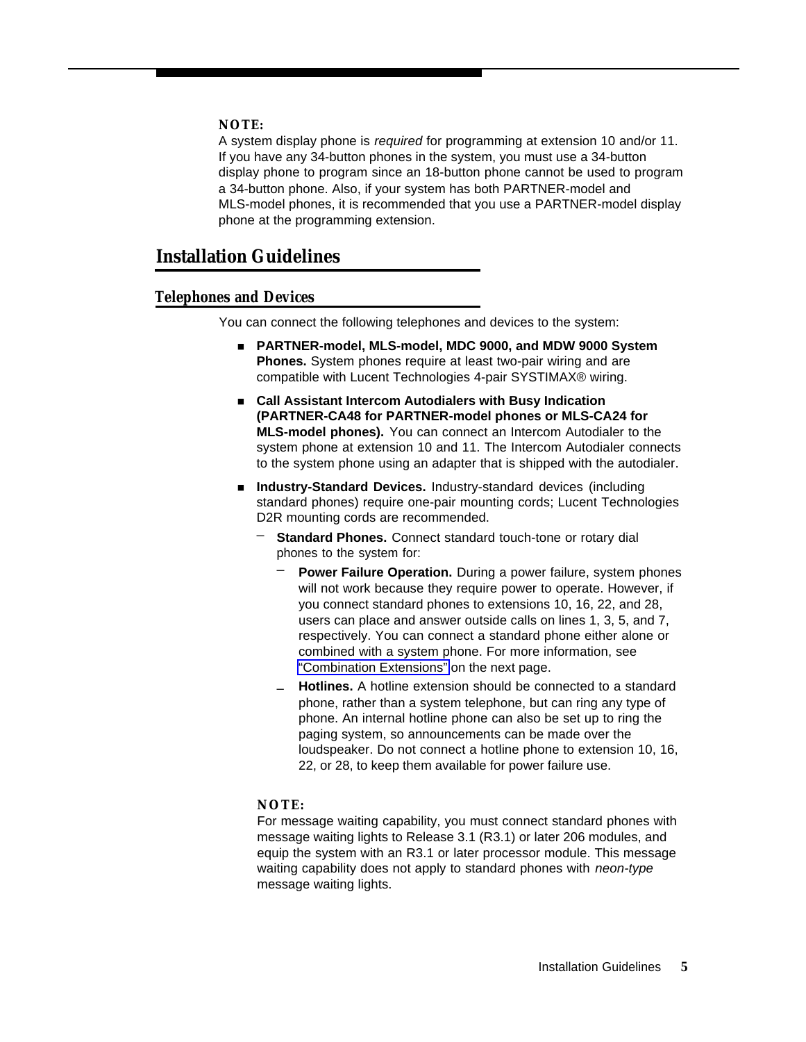**NOTE:**
A system display phone is *required* for programming at extension 10 and/or 11. If you have any 34-button phones in the system, you must use a 34-button display phone to program since an 18-button phone cannot be used to program a 34-button phone. Also, if your system has both PARTNER-model and MLS-model phones, it is recommended that you use a PARTNER-model display phone at the programming extension.

## Installation Guidelines

### Telephones and Devices

You can connect the following telephones and devices to the system:

- **PARTNER-model, MLS-model, MDC 9000, and MDW 9000 System Phones.** System phones require at least two-pair wiring and are compatible with Lucent Technologies 4-pair SYSTIMAX® wiring.
- **Call Assistant Intercom Autodialers with Busy Indication (PARTNER-CA48 for PARTNER-model phones or MLS-CA24 for MLS-model phones).** You can connect an Intercom Autodialer to the system phone at extension 10 and 11. The Intercom Autodialer connects to the system phone using an adapter that is shipped with the autodialer.
- **Industry-Standard Devices.** Industry-standard devices (including standard phones) require one-pair mounting cords; Lucent Technologies D2R mounting cords are recommended.
  - **Standard Phones.** Connect standard touch-tone or rotary dial phones to the system for:
    - **Power Failure Operation.** During a power failure, system phones will not work because they require power to operate. However, if you connect standard phones to extensions 10, 16, 22, and 28, users can place and answer outside calls on lines 1, 3, 5, and 7, respectively. You can connect a standard phone either alone or combined with a system phone. For more information, see "Combination Extensions" on the next page.
    - **Hotlines.** A hotline extension should be connected to a standard phone, rather than a system telephone, but can ring any type of phone. An internal hotline phone can also be set up to ring the paging system, so announcements can be made over the loudspeaker. Do not connect a hotline phone to extension 10, 16, 22, or 28, to keep them available for power failure use.

**NOTE:**
For message waiting capability, you must connect standard phones with message waiting lights to Release 3.1 (R3.1) or later 206 modules, and equip the system with an R3.1 or later processor module. This message waiting capability does not apply to standard phones with *neon-type* message waiting lights.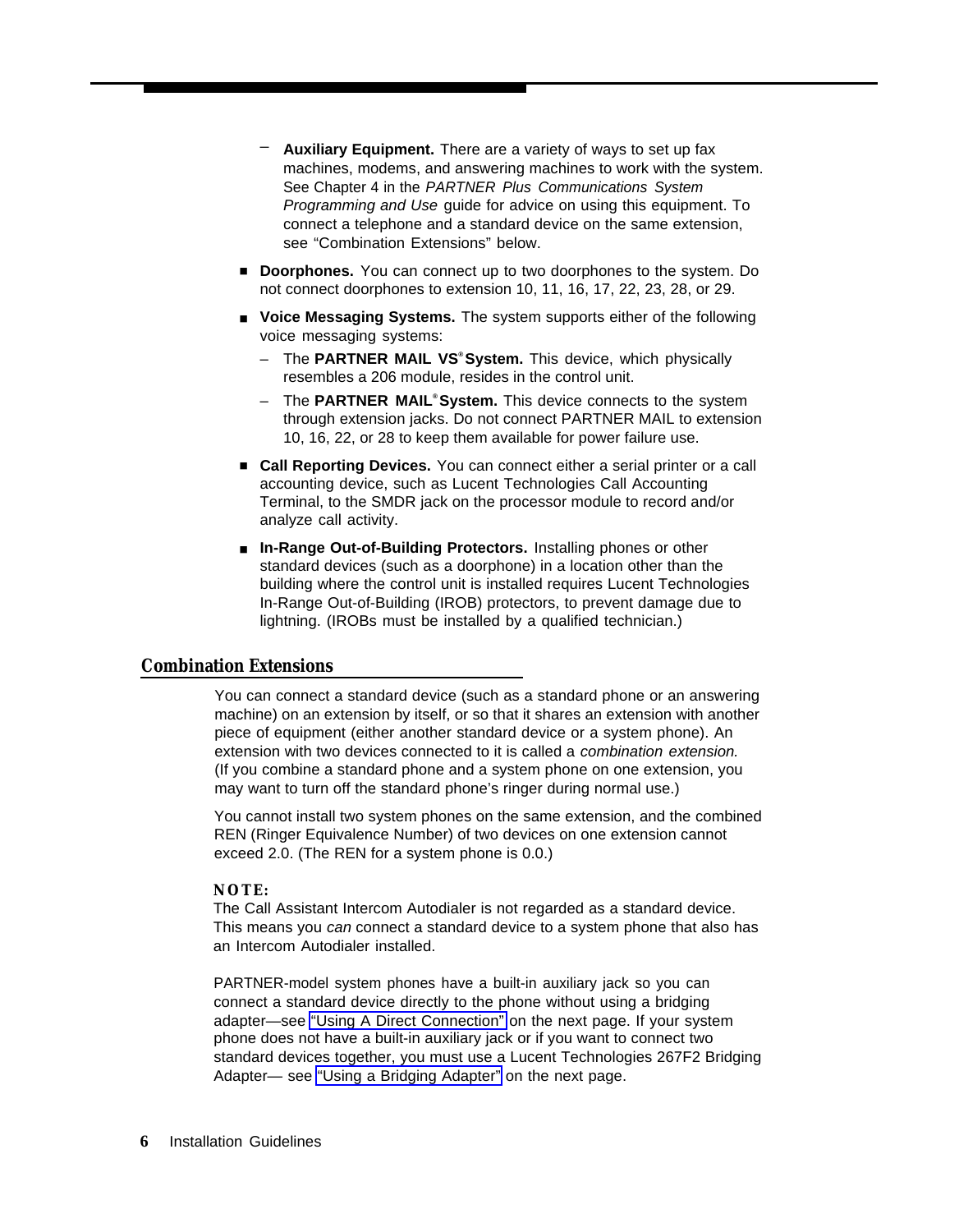- **Auxiliary Equipment.** There are a variety of ways to set up fax machines, modems, and answering machines to work with the system. See Chapter 4 in the *PARTNER Plus Communications System Programming and Use* guide for advice on using this equipment. To connect a telephone and a standard device on the same extension, see "Combination Extensions" below.

- **Doorphones.** You can connect up to two doorphones to the system. Do not connect doorphones to extension 10, 11, 16, 17, 22, 23, 28, or 29.
- **Voice Messaging Systems.** The system supports either of the following voice messaging systems:
  - The **PARTNER MAIL VS® System.** This device, which physically resembles a 206 module, resides in the control unit.
  - The **PARTNER MAIL® System.** This device connects to the system through extension jacks. Do not connect PARTNER MAIL to extension 10, 16, 22, or 28 to keep them available for power failure use.
- **Call Reporting Devices.** You can connect either a serial printer or a call accounting device, such as Lucent Technologies Call Accounting Terminal, to the SMDR jack on the processor module to record and/or analyze call activity.
- **In-Range Out-of-Building Protectors.** Installing phones or other standard devices (such as a doorphone) in a location other than the building where the control unit is installed requires Lucent Technologies In-Range Out-of-Building (IROB) protectors, to prevent damage due to lightning. (IROBs must be installed by a qualified technician.)

## Combination Extensions

You can connect a standard device (such as a standard phone or an answering machine) on an extension by itself, or so that it shares an extension with another piece of equipment (either another standard device or a system phone). An extension with two devices connected to it is called a *combination extension.* (If you combine a standard phone and a system phone on one extension, you may want to turn off the standard phone's ringer during normal use.)

You cannot install two system phones on the same extension, and the combined REN (Ringer Equivalence Number) of two devices on one extension cannot exceed 2.0. (The REN for a system phone is 0.0.)

**NOTE:**
The Call Assistant Intercom Autodialer is not regarded as a standard device. This means you *can* connect a standard device to a system phone that also has an Intercom Autodialer installed.

PARTNER-model system phones have a built-in auxiliary jack so you can connect a standard device directly to the phone without using a bridging adapter—see "Using A Direct Connection" on the next page. If your system phone does not have a built-in auxiliary jack or if you want to connect two standard devices together, you must use a Lucent Technologies 267F2 Bridging Adapter— see "Using a Bridging Adapter" on the next page.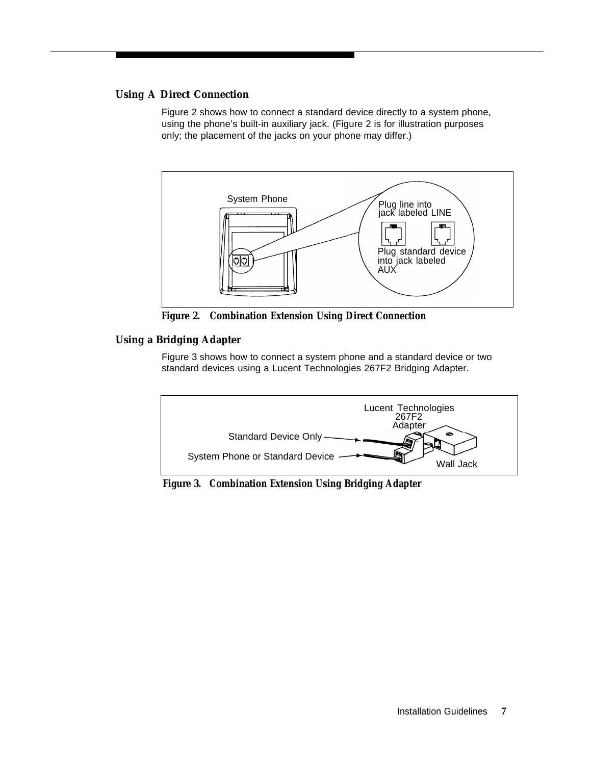### Using A Direct Connection

Figure 2 shows how to connect a standard device directly to a system phone, using the phone's built-in auxiliary jack. (Figure 2 is for illustration purposes only; the placement of the jacks on your phone may differ.)

System Phone

Plug line into jack labeled LINE

Plug standard device into jack labeled AUX

**Figure 2. Combination Extension Using Direct Connection**

### Using a Bridging Adapter

Figure 3 shows how to connect a system phone and a standard device or two standard devices using a Lucent Technologies 267F2 Bridging Adapter.

Lucent Technologies 267F2 Adapter

Standard Device Only

System Phone or Standard Device

Wall Jack

**Figure 3. Combination Extension Using Bridging Adapter**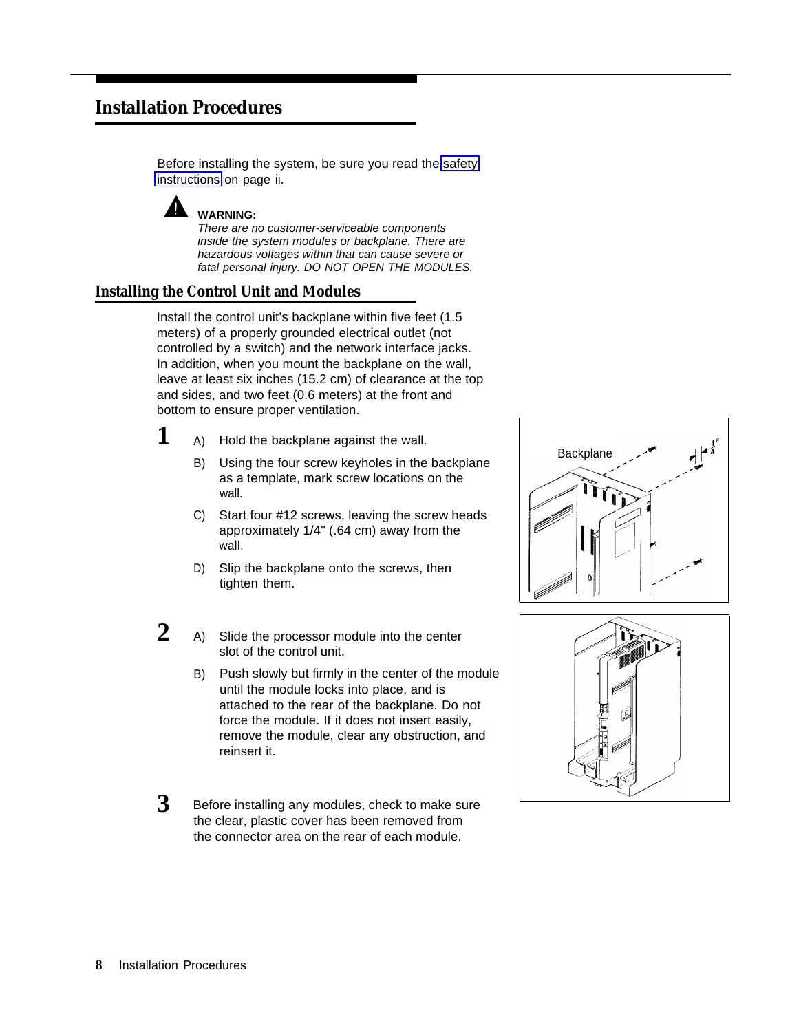# Installation Procedures

Before installing the system, be sure you read the safety instructions on page ii.

**WARNING:**
*There are no customer-serviceable components inside the system modules or backplane. There are hazardous voltages within that can cause severe or fatal personal injury. DO NOT OPEN THE MODULES.*

## Installing the Control Unit and Modules

Install the control unit's backplane within five feet (1.5 meters) of a properly grounded electrical outlet (not controlled by a switch) and the network interface jacks. In addition, when you mount the backplane on the wall, leave at least six inches (15.2 cm) of clearance at the top and sides, and two feet (0.6 meters) at the front and bottom to ensure proper ventilation.

**1**

A) Hold the backplane against the wall.

B) Using the four screw keyholes in the backplane as a template, mark screw locations on the wall.

C) Start four #12 screws, leaving the screw heads approximately 1/4" (.64 cm) away from the wall.

D) Slip the backplane onto the screws, then tighten them.

Backplane

**2**

A) Slide the processor module into the center slot of the control unit.

B) Push slowly but firmly in the center of the module until the module locks into place, and is attached to the rear of the backplane. Do not force the module. If it does not insert easily, remove the module, clear any obstruction, and reinsert it.

**3** Before installing any modules, check to make sure the clear, plastic cover has been removed from the connector area on the rear of each module.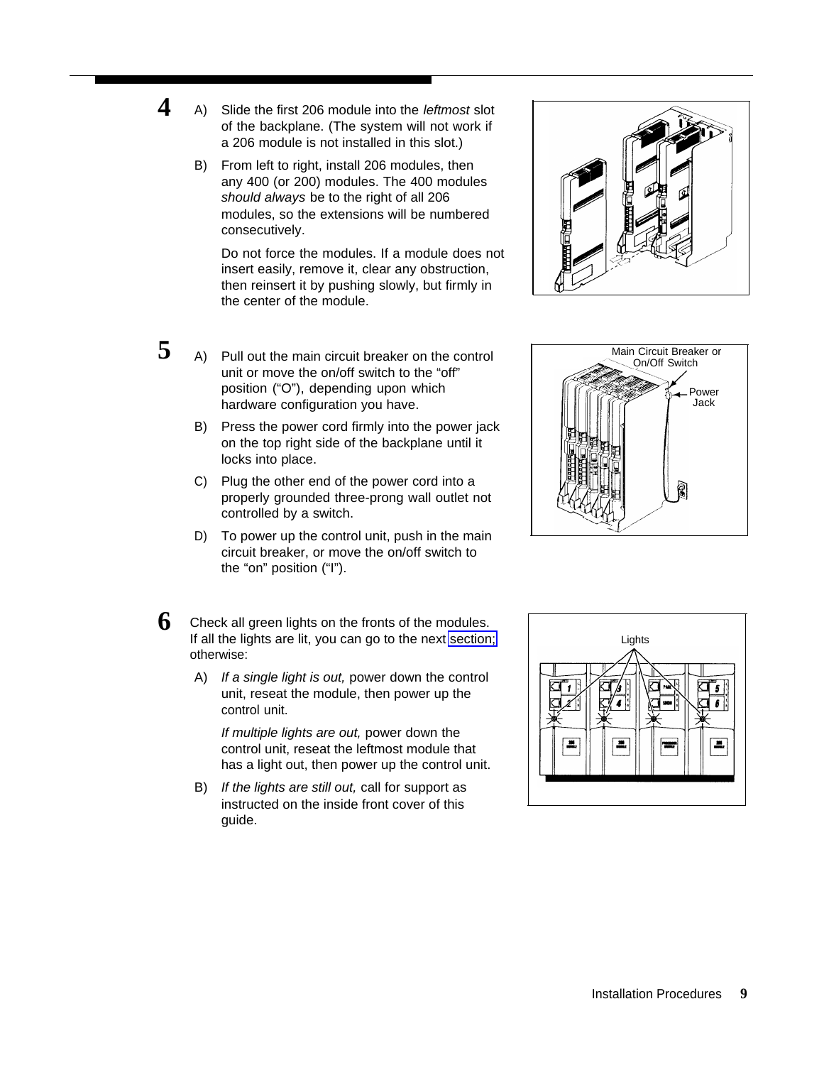**4**

A) Slide the first 206 module into the *leftmost* slot of the backplane. (The system will not work if a 206 module is not installed in this slot.)

B) From left to right, install 206 modules, then any 400 (or 200) modules. The 400 modules *should always* be to the right of all 206 modules, so the extensions will be numbered consecutively.

Do not force the modules. If a module does not insert easily, remove it, clear any obstruction, then reinsert it by pushing slowly, but firmly in the center of the module.

**5**

A) Pull out the main circuit breaker on the control unit or move the on/off switch to the "off" position ("O"), depending upon which hardware configuration you have.

B) Press the power cord firmly into the power jack on the top right side of the backplane until it locks into place.

C) Plug the other end of the power cord into a properly grounded three-prong wall outlet not controlled by a switch.

D) To power up the control unit, push in the main circuit breaker, or move the on/off switch to the "on" position ("I").

Main Circuit Breaker or On/Off Switch

Power Jack

**6**

Check all green lights on the fronts of the modules. If all the lights are lit, you can go to the next section; otherwise:

A) *If a single light is out,* power down the control unit, reseat the module, then power up the control unit.

*If multiple lights are out,* power down the control unit, reseat the leftmost module that has a light out, then power up the control unit.

B) *If the lights are still out,* call for support as instructed on the inside front cover of this guide.

Lights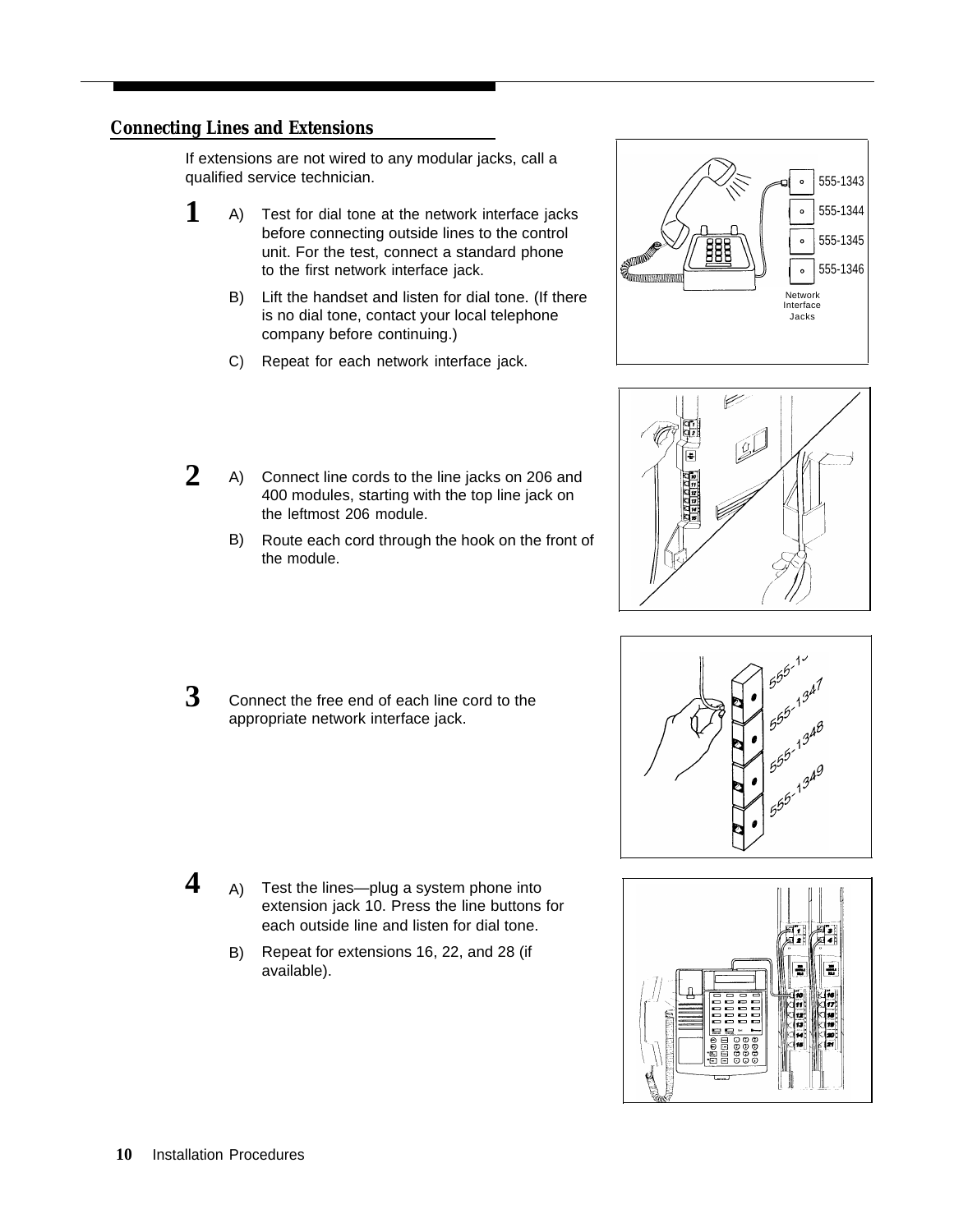## Connecting Lines and Extensions

If extensions are not wired to any modular jacks, call a qualified service technician.

**1**

A) Test for dial tone at the network interface jacks before connecting outside lines to the control unit. For the test, connect a standard phone to the first network interface jack.

B) Lift the handset and listen for dial tone. (If there is no dial tone, contact your local telephone company before continuing.)

C) Repeat for each network interface jack.

555-1343
555-1344
555-1345
555-1346
Network Interface Jacks

**2**

A) Connect line cords to the line jacks on 206 and 400 modules, starting with the top line jack on the leftmost 206 module.

B) Route each cord through the hook on the front of the module.

**3**

Connect the free end of each line cord to the appropriate network interface jack.

555-1347
555-1348
555-1349

**4**

A) Test the lines—plug a system phone into extension jack 10. Press the line buttons for each outside line and listen for dial tone.

B) Repeat for extensions 16, 22, and 28 (if available).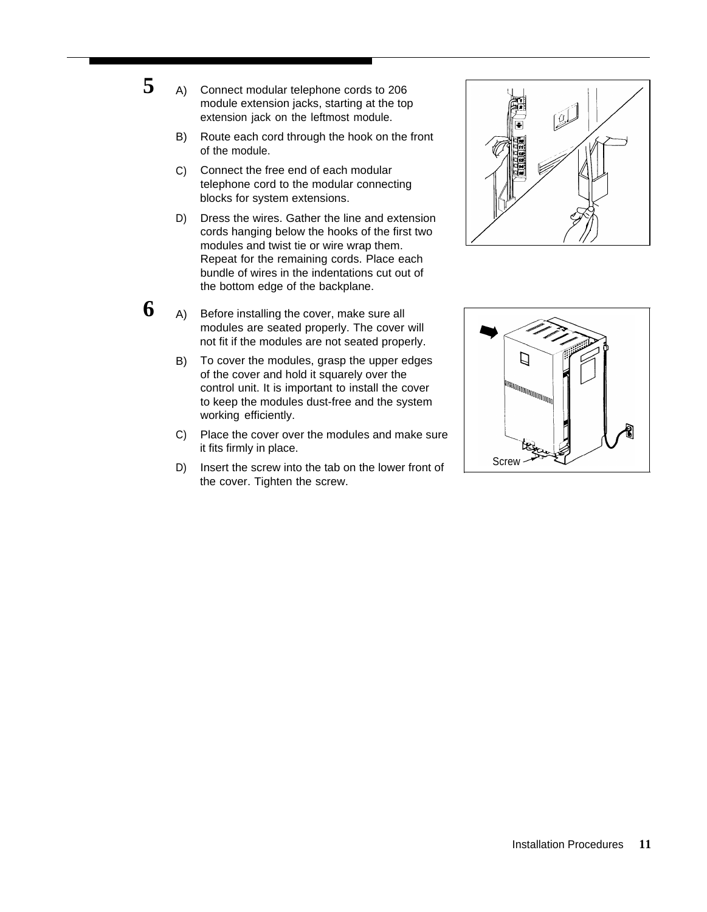**5**

A) Connect modular telephone cords to 206 module extension jacks, starting at the top extension jack on the leftmost module.

B) Route each cord through the hook on the front of the module.

C) Connect the free end of each modular telephone cord to the modular connecting blocks for system extensions.

D) Dress the wires. Gather the line and extension cords hanging below the hooks of the first two modules and twist tie or wire wrap them. Repeat for the remaining cords. Place each bundle of wires in the indentations cut out of the bottom edge of the backplane.

**6**

A) Before installing the cover, make sure all modules are seated properly. The cover will not fit if the modules are not seated properly.

B) To cover the modules, grasp the upper edges of the cover and hold it squarely over the control unit. It is important to install the cover to keep the modules dust-free and the system working efficiently.

C) Place the cover over the modules and make sure it fits firmly in place.

D) Insert the screw into the tab on the lower front of the cover. Tighten the screw.

Screw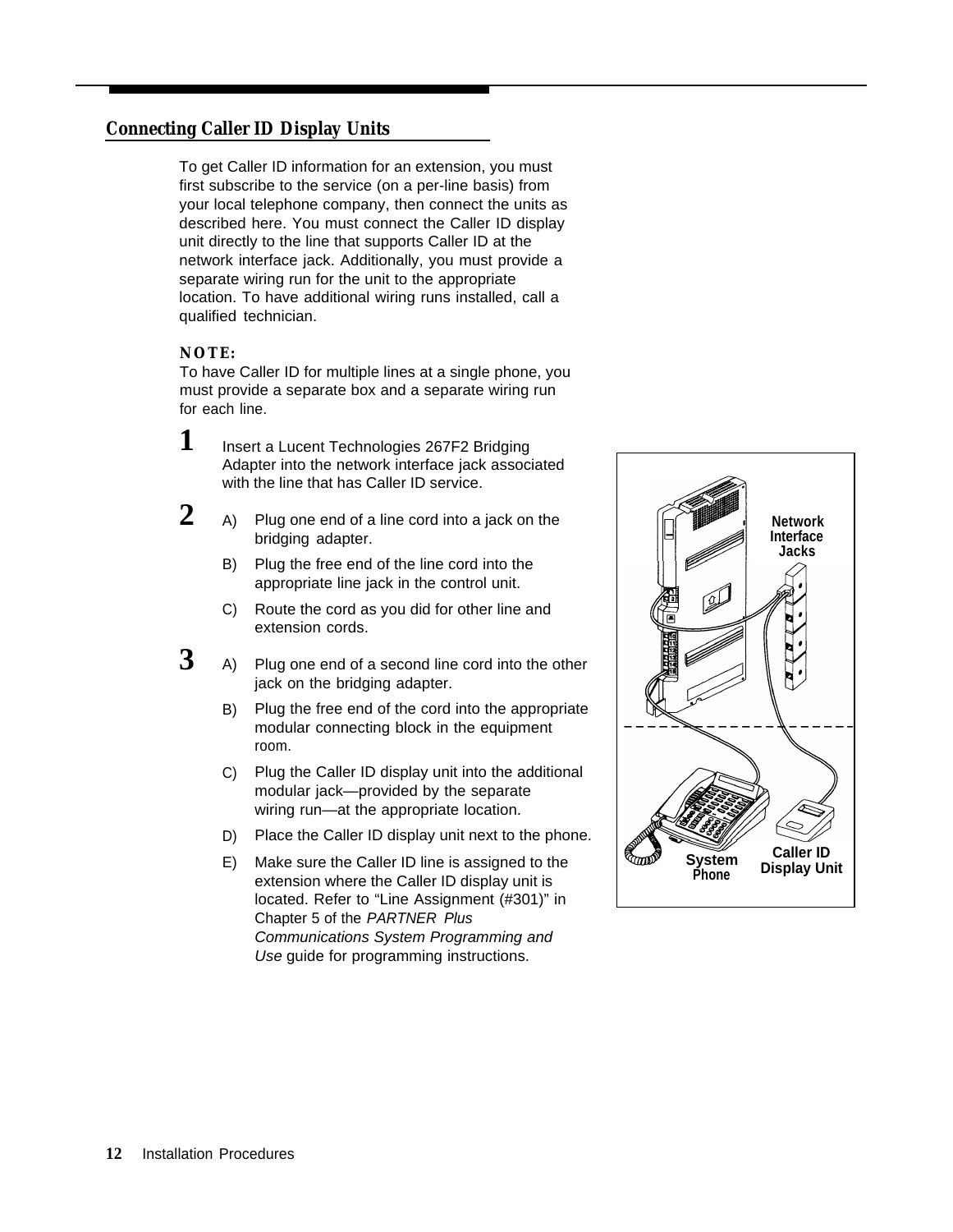## Connecting Caller ID Display Units

To get Caller ID information for an extension, you must first subscribe to the service (on a per-line basis) from your local telephone company, then connect the units as described here. You must connect the Caller ID display unit directly to the line that supports Caller ID at the network interface jack. Additionally, you must provide a separate wiring run for the unit to the appropriate location. To have additional wiring runs installed, call a qualified technician.

**NOTE:**
To have Caller ID for multiple lines at a single phone, you must provide a separate box and a separate wiring run for each line.

**1** Insert a Lucent Technologies 267F2 Bridging Adapter into the network interface jack associated with the line that has Caller ID service.

**2**
- A) Plug one end of a line cord into a jack on the bridging adapter.
- B) Plug the free end of the line cord into the appropriate line jack in the control unit.
- C) Route the cord as you did for other line and extension cords.

**3**
- A) Plug one end of a second line cord into the other jack on the bridging adapter.
- B) Plug the free end of the cord into the appropriate modular connecting block in the equipment room.
- C) Plug the Caller ID display unit into the additional modular jack—provided by the separate wiring run—at the appropriate location.
- D) Place the Caller ID display unit next to the phone.
- E) Make sure the Caller ID line is assigned to the extension where the Caller ID display unit is located. Refer to "Line Assignment (#301)" in Chapter 5 of the *PARTNER Plus Communications System Programming and Use* guide for programming instructions.

Network Interface Jacks

System Phone

Caller ID Display Unit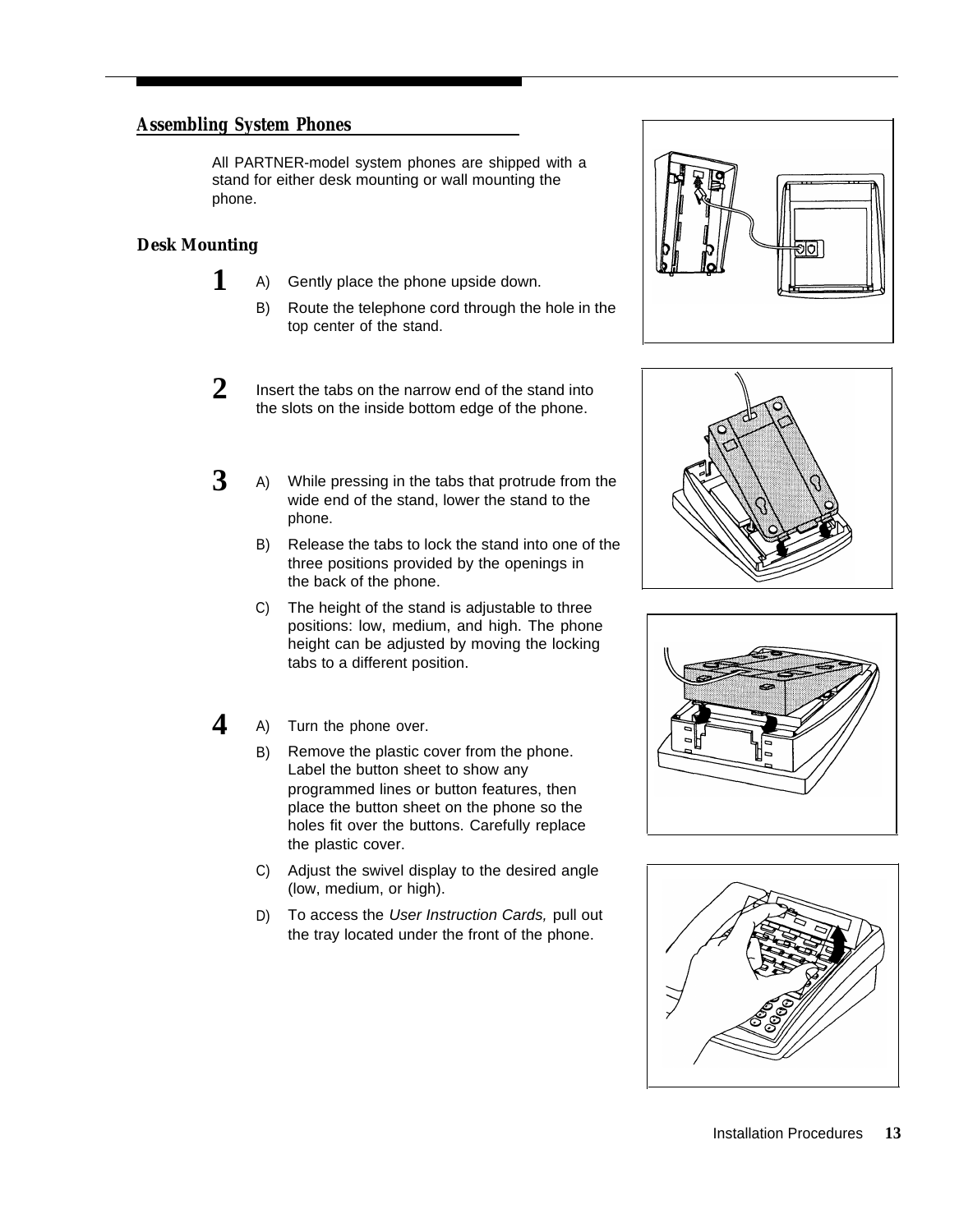## Assembling System Phones

All PARTNER-model system phones are shipped with a stand for either desk mounting or wall mounting the phone.

### Desk Mounting

**1**

A) Gently place the phone upside down.

B) Route the telephone cord through the hole in the top center of the stand.

**2**

Insert the tabs on the narrow end of the stand into the slots on the inside bottom edge of the phone.

**3**

A) While pressing in the tabs that protrude from the wide end of the stand, lower the stand to the phone.

B) Release the tabs to lock the stand into one of the three positions provided by the openings in the back of the phone.

C) The height of the stand is adjustable to three positions: low, medium, and high. The phone height can be adjusted by moving the locking tabs to a different position.

**4**

A) Turn the phone over.

B) Remove the plastic cover from the phone. Label the button sheet to show any programmed lines or button features, then place the button sheet on the phone so the holes fit over the buttons. Carefully replace the plastic cover.

C) Adjust the swivel display to the desired angle (low, medium, or high).

D) To access the *User Instruction Cards,* pull out the tray located under the front of the phone.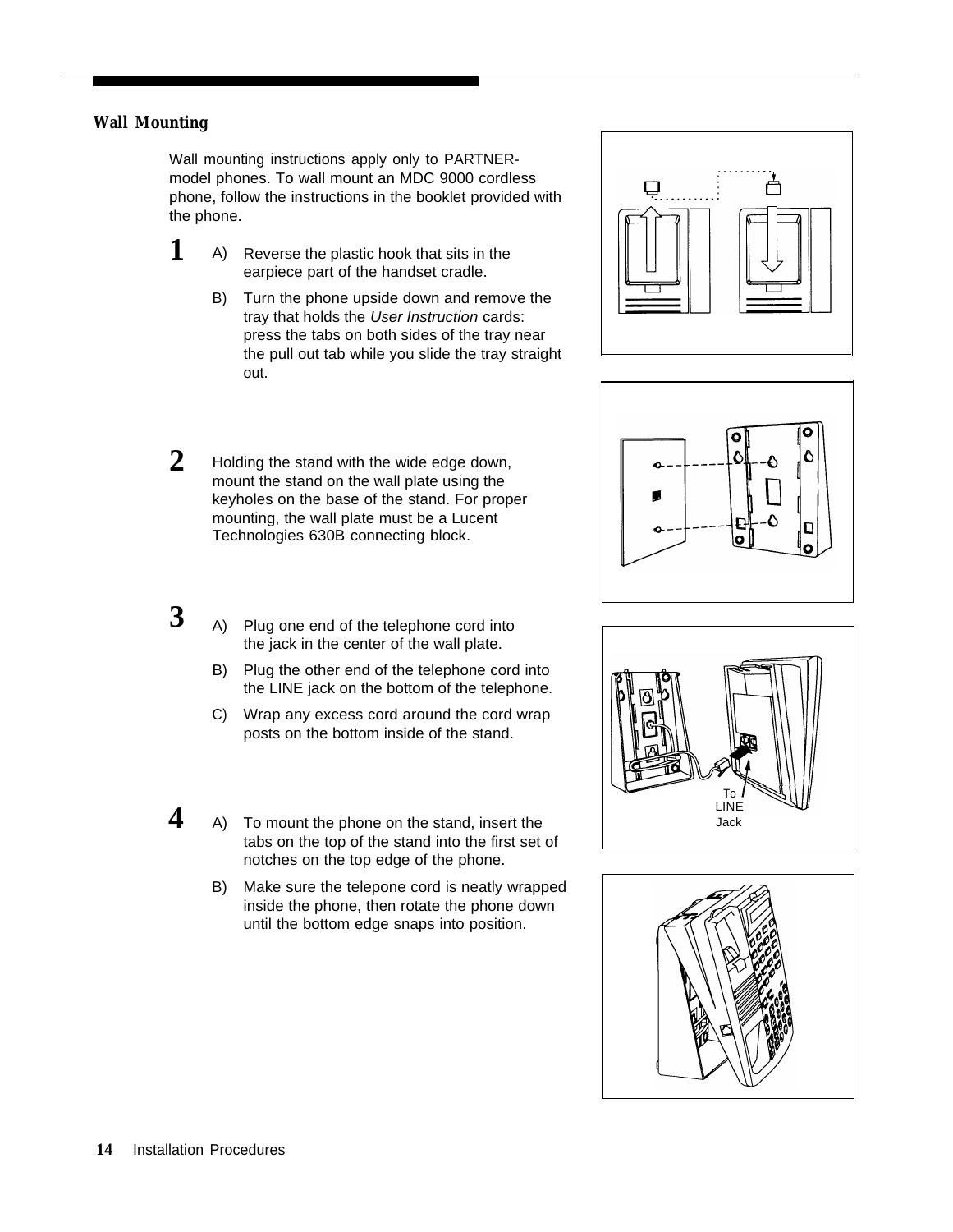## Wall Mounting

Wall mounting instructions apply only to PARTNER-model phones. To wall mount an MDC 9000 cordless phone, follow the instructions in the booklet provided with the phone.

**1**

A) Reverse the plastic hook that sits in the earpiece part of the handset cradle.

B) Turn the phone upside down and remove the tray that holds the *User Instruction* cards: press the tabs on both sides of the tray near the pull out tab while you slide the tray straight out.

**2**

Holding the stand with the wide edge down, mount the stand on the wall plate using the keyholes on the base of the stand. For proper mounting, the wall plate must be a Lucent Technologies 630B connecting block.

**3**

A) Plug one end of the telephone cord into the jack in the center of the wall plate.

B) Plug the other end of the telephone cord into the LINE jack on the bottom of the telephone.

C) Wrap any excess cord around the cord wrap posts on the bottom inside of the stand.

To LINE Jack

**4**

A) To mount the phone on the stand, insert the tabs on the top of the stand into the first set of notches on the top edge of the phone.

B) Make sure the telepone cord is neatly wrapped inside the phone, then rotate the phone down until the bottom edge snaps into position.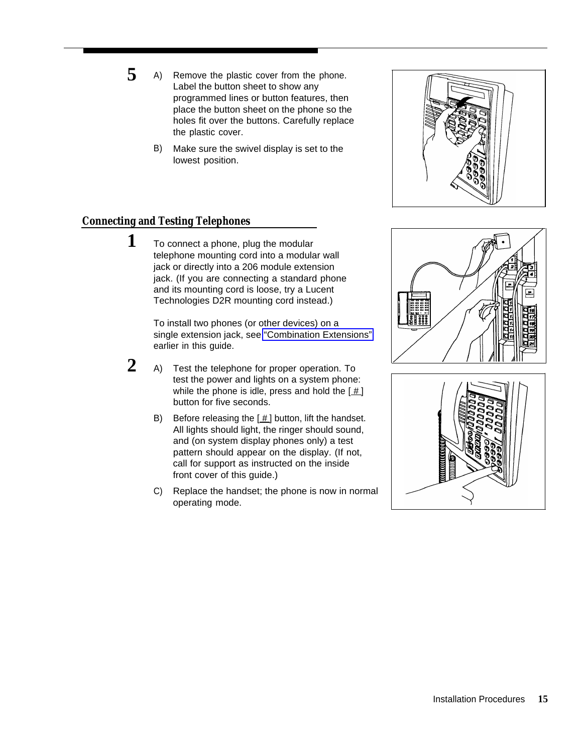**5** A) Remove the plastic cover from the phone. Label the button sheet to show any programmed lines or button features, then place the button sheet on the phone so the holes fit over the buttons. Carefully replace the plastic cover.

B) Make sure the swivel display is set to the lowest position.

## Connecting and Testing Telephones

**1** To connect a phone, plug the modular telephone mounting cord into a modular wall jack or directly into a 206 module extension jack. (If you are connecting a standard phone and its mounting cord is loose, try a Lucent Technologies D2R mounting cord instead.)

To install two phones (or other devices) on a single extension jack, see "Combination Extensions" earlier in this guide.

**2** A) Test the telephone for proper operation. To test the power and lights on a system phone: while the phone is idle, press and hold the [ # ] button for five seconds.

B) Before releasing the [ # ] button, lift the handset. All lights should light, the ringer should sound, and (on system display phones only) a test pattern should appear on the display. (If not, call for support as instructed on the inside front cover of this guide.)

C) Replace the handset; the phone is now in normal operating mode.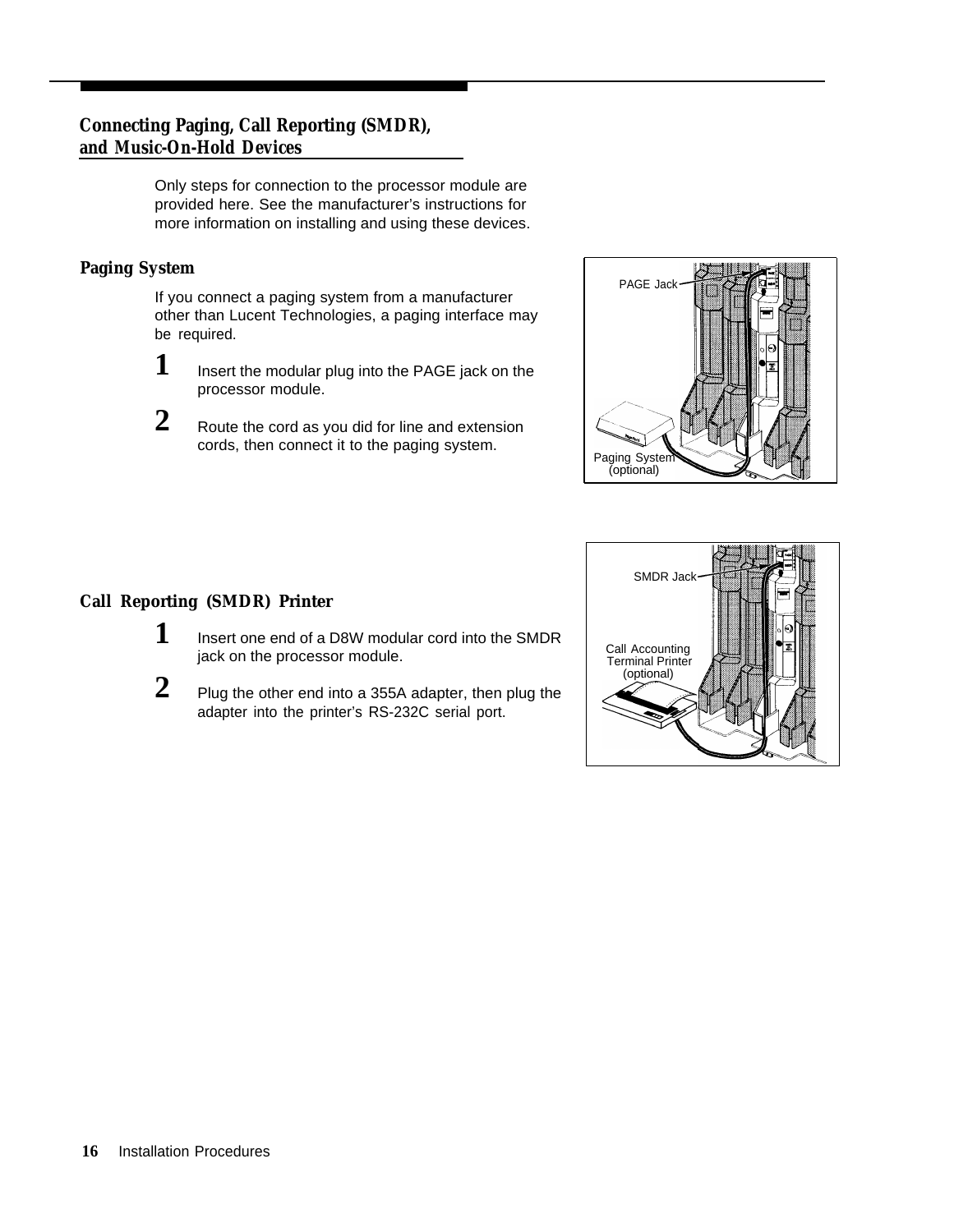## Connecting Paging, Call Reporting (SMDR), and Music-On-Hold Devices

Only steps for connection to the processor module are provided here. See the manufacturer's instructions for more information on installing and using these devices.

### Paging System

If you connect a paging system from a manufacturer other than Lucent Technologies, a paging interface may be required.

1. Insert the modular plug into the PAGE jack on the processor module.
2. Route the cord as you did for line and extension cords, then connect it to the paging system.

PAGE Jack

Paging System (optional)

### Call Reporting (SMDR) Printer

1. Insert one end of a D8W modular cord into the SMDR jack on the processor module.
2. Plug the other end into a 355A adapter, then plug the adapter into the printer's RS-232C serial port.

SMDR Jack

Call Accounting Terminal Printer (optional)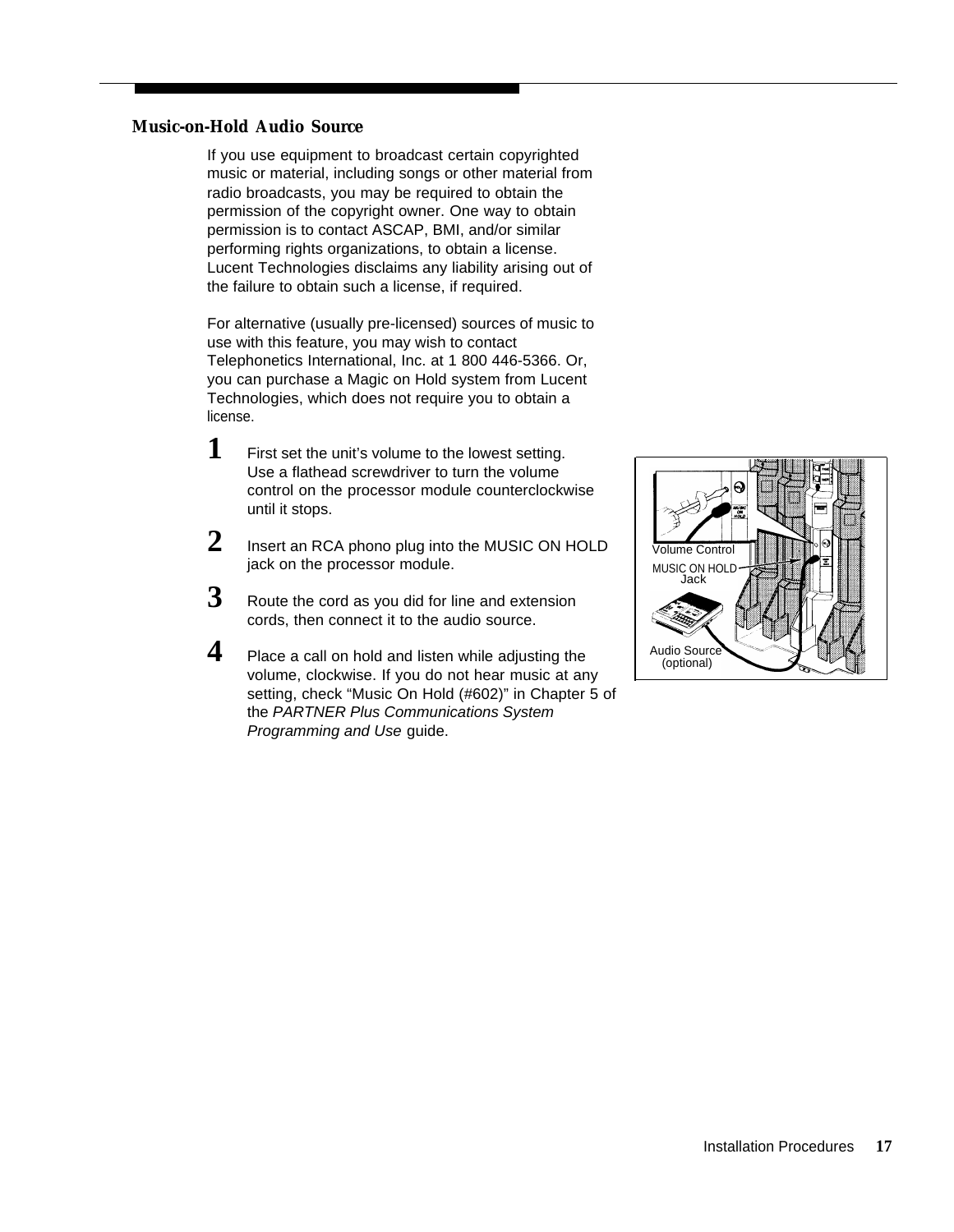## Music-on-Hold Audio Source

If you use equipment to broadcast certain copyrighted music or material, including songs or other material from radio broadcasts, you may be required to obtain the permission of the copyright owner. One way to obtain permission is to contact ASCAP, BMI, and/or similar performing rights organizations, to obtain a license. Lucent Technologies disclaims any liability arising out of the failure to obtain such a license, if required.

For alternative (usually pre-licensed) sources of music to use with this feature, you may wish to contact Telephonetics International, Inc. at 1 800 446-5366. Or, you can purchase a Magic on Hold system from Lucent Technologies, which does not require you to obtain a license.

1. First set the unit's volume to the lowest setting. Use a flathead screwdriver to turn the volume control on the processor module counterclockwise until it stops.
2. Insert an RCA phono plug into the MUSIC ON HOLD jack on the processor module.
3. Route the cord as you did for line and extension cords, then connect it to the audio source.
4. Place a call on hold and listen while adjusting the volume, clockwise. If you do not hear music at any setting, check "Music On Hold (#602)" in Chapter 5 of the *PARTNER Plus Communications System Programming and Use* guide.

Volume Control

MUSIC ON HOLD Jack

Audio Source (optional)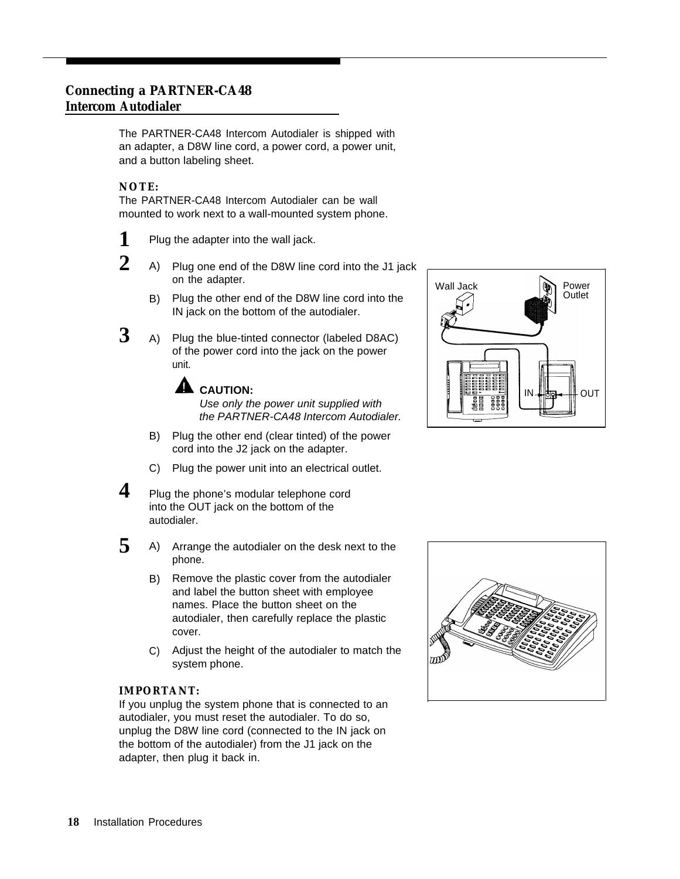## Connecting a PARTNER-CA48 Intercom Autodialer

The PARTNER-CA48 Intercom Autodialer is shipped with an adapter, a D8W line cord, a power cord, a power unit, and a button labeling sheet.

**NOTE:**
The PARTNER-CA48 Intercom Autodialer can be wall mounted to work next to a wall-mounted system phone.

**1** Plug the adapter into the wall jack.

**2**
- A) Plug one end of the D8W line cord into the J1 jack on the adapter.
- B) Plug the other end of the D8W line cord into the IN jack on the bottom of the autodialer.

**3**
- A) Plug the blue-tinted connector (labeled D8AC) of the power cord into the jack on the power unit.

  **CAUTION:**
  *Use only the power unit supplied with the PARTNER-CA48 Intercom Autodialer.*

- B) Plug the other end (clear tinted) of the power cord into the J2 jack on the adapter.
- C) Plug the power unit into an electrical outlet.

**4** Plug the phone's modular telephone cord into the OUT jack on the bottom of the autodialer.

Wall Jack Power Outlet IN OUT

**5**
- A) Arrange the autodialer on the desk next to the phone.
- B) Remove the plastic cover from the autodialer and label the button sheet with employee names. Place the button sheet on the autodialer, then carefully replace the plastic cover.
- C) Adjust the height of the autodialer to match the system phone.

**IMPORTANT:**
If you unplug the system phone that is connected to an autodialer, you must reset the autodialer. To do so, unplug the D8W line cord (connected to the IN jack on the bottom of the autodialer) from the J1 jack on the adapter, then plug it back in.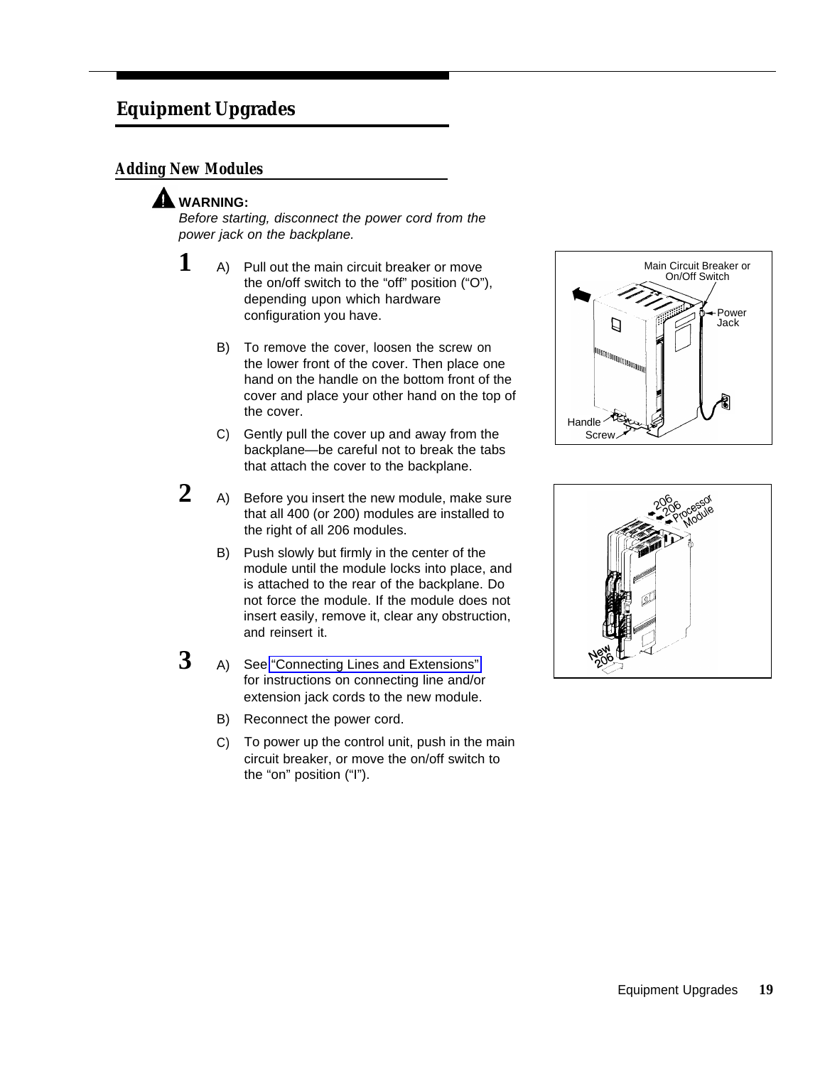# Equipment Upgrades

## Adding New Modules

**WARNING:**
*Before starting, disconnect the power cord from the power jack on the backplane.*

**1**

A) Pull out the main circuit breaker or move the on/off switch to the “off” position (“O”), depending upon which hardware configuration you have.

B) To remove the cover, loosen the screw on the lower front of the cover. Then place one hand on the handle on the bottom front of the cover and place your other hand on the top of the cover.

C) Gently pull the cover up and away from the backplane—be careful not to break the tabs that attach the cover to the backplane.

**2**

A) Before you insert the new module, make sure that all 400 (or 200) modules are installed to the right of all 206 modules.

B) Push slowly but firmly in the center of the module until the module locks into place, and is attached to the rear of the backplane. Do not force the module. If the module does not insert easily, remove it, clear any obstruction, and reinsert it.

**3**

A) See “Connecting Lines and Extensions” for instructions on connecting line and/or extension jack cords to the new module.

B) Reconnect the power cord.

C) To power up the control unit, push in the main circuit breaker, or move the on/off switch to the “on” position (“I”).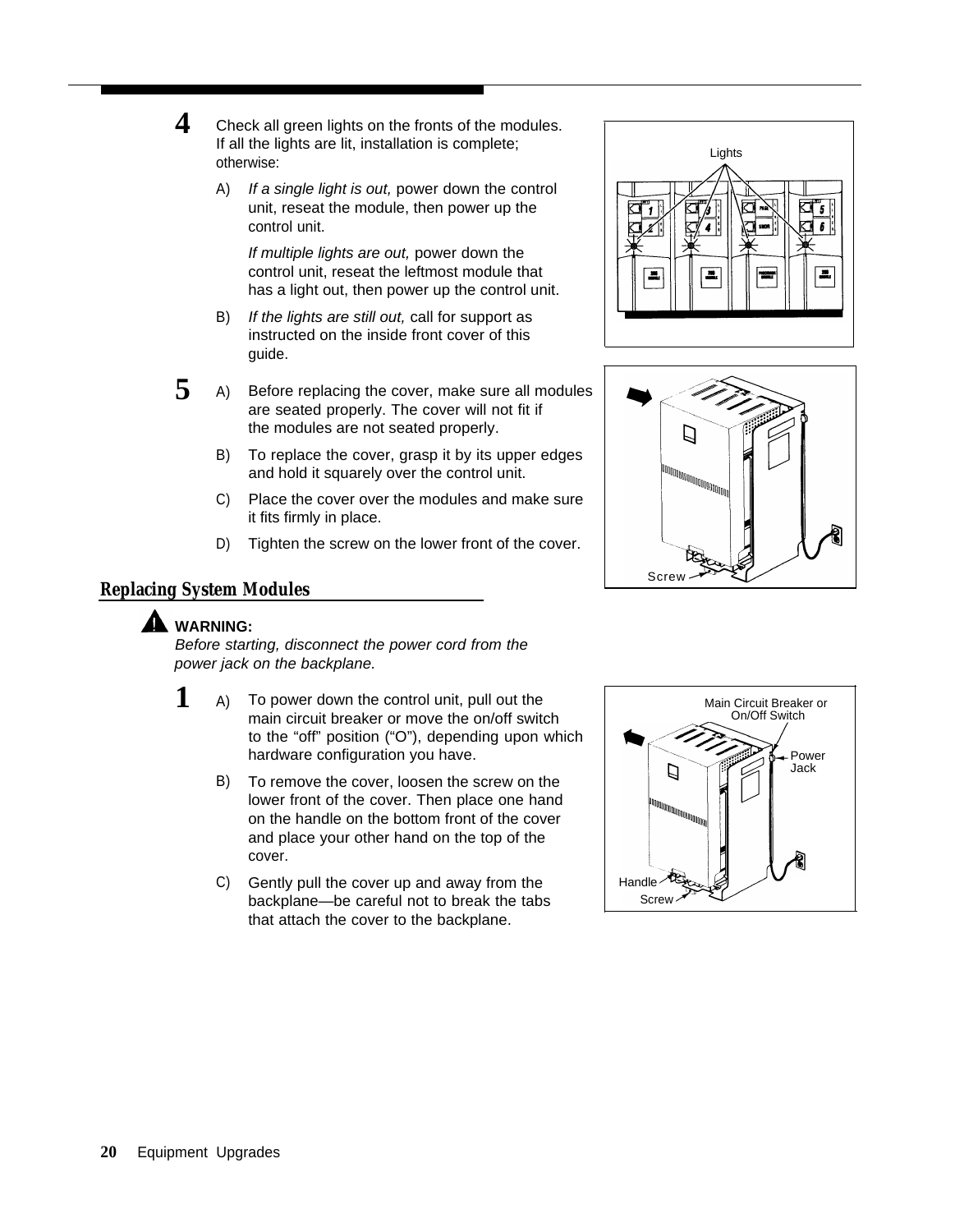**4** Check all green lights on the fronts of the modules. If all the lights are lit, installation is complete; otherwise:

A) *If a single light is out,* power down the control unit, reseat the module, then power up the control unit.

*If multiple lights are out,* power down the control unit, reseat the leftmost module that has a light out, then power up the control unit.

B) *If the lights are still out,* call for support as instructed on the inside front cover of this guide.

**5** A) Before replacing the cover, make sure all modules are seated properly. The cover will not fit if the modules are not seated properly.

B) To replace the cover, grasp it by its upper edges and hold it squarely over the control unit.

C) Place the cover over the modules and make sure it fits firmly in place.

D) Tighten the screw on the lower front of the cover.

## Replacing System Modules

**WARNING:**
*Before starting, disconnect the power cord from the power jack on the backplane.*

**1** A) To power down the control unit, pull out the main circuit breaker or move the on/off switch to the “off” position (“O”), depending upon which hardware configuration you have.

B) To remove the cover, loosen the screw on the lower front of the cover. Then place one hand on the handle on the bottom front of the cover and place your other hand on the top of the cover.

C) Gently pull the cover up and away from the backplane—be careful not to break the tabs that attach the cover to the backplane.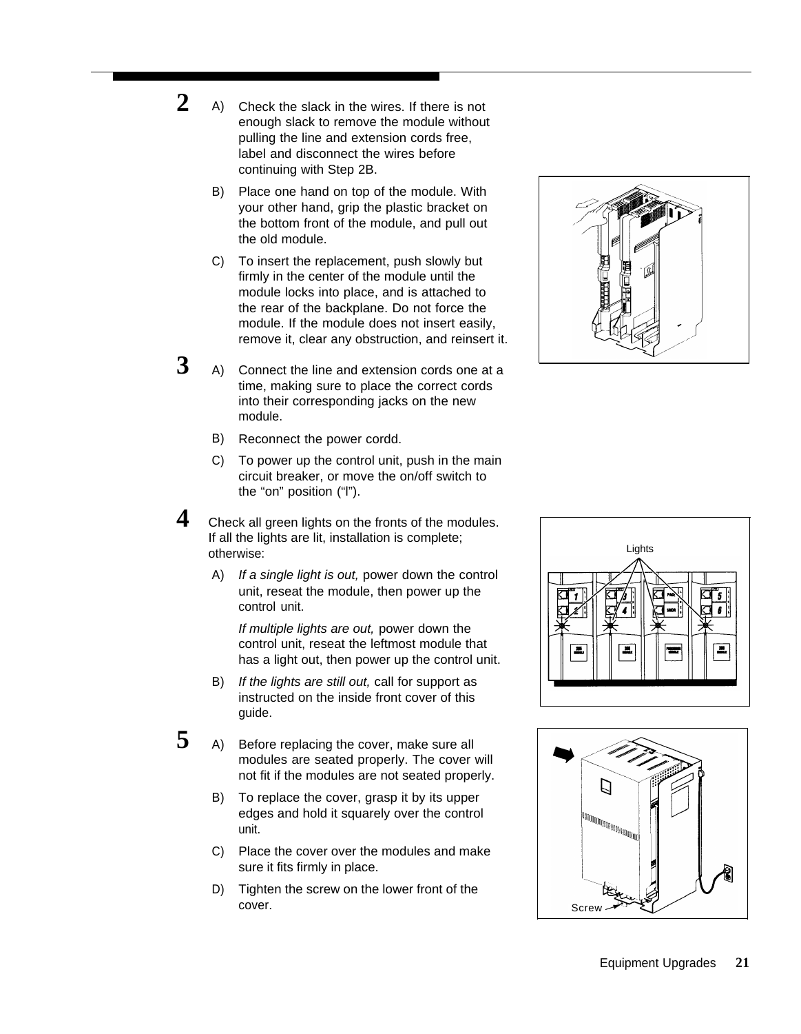**2**

A) Check the slack in the wires. If there is not enough slack to remove the module without pulling the line and extension cords free, label and disconnect the wires before continuing with Step 2B.

B) Place one hand on top of the module. With your other hand, grip the plastic bracket on the bottom front of the module, and pull out the old module.

C) To insert the replacement, push slowly but firmly in the center of the module until the module locks into place, and is attached to the rear of the backplane. Do not force the module. If the module does not insert easily, remove it, clear any obstruction, and reinsert it.

**3**

A) Connect the line and extension cords one at a time, making sure to place the correct cords into their corresponding jacks on the new module.

B) Reconnect the power cordd.

C) To power up the control unit, push in the main circuit breaker, or move the on/off switch to the “on” position (“l”).

**4**

Check all green lights on the fronts of the modules. If all the lights are lit, installation is complete; otherwise:

A) *If a single light is out,* power down the control unit, reseat the module, then power up the control unit.

*If multiple lights are out,* power down the control unit, reseat the leftmost module that has a light out, then power up the control unit.

B) *If the lights are still out,* call for support as instructed on the inside front cover of this guide.

Lights

**5**

A) Before replacing the cover, make sure all modules are seated properly. The cover will not fit if the modules are not seated properly.

B) To replace the cover, grasp it by its upper edges and hold it squarely over the control unit.

C) Place the cover over the modules and make sure it fits firmly in place.

D) Tighten the screw on the lower front of the cover.

Screw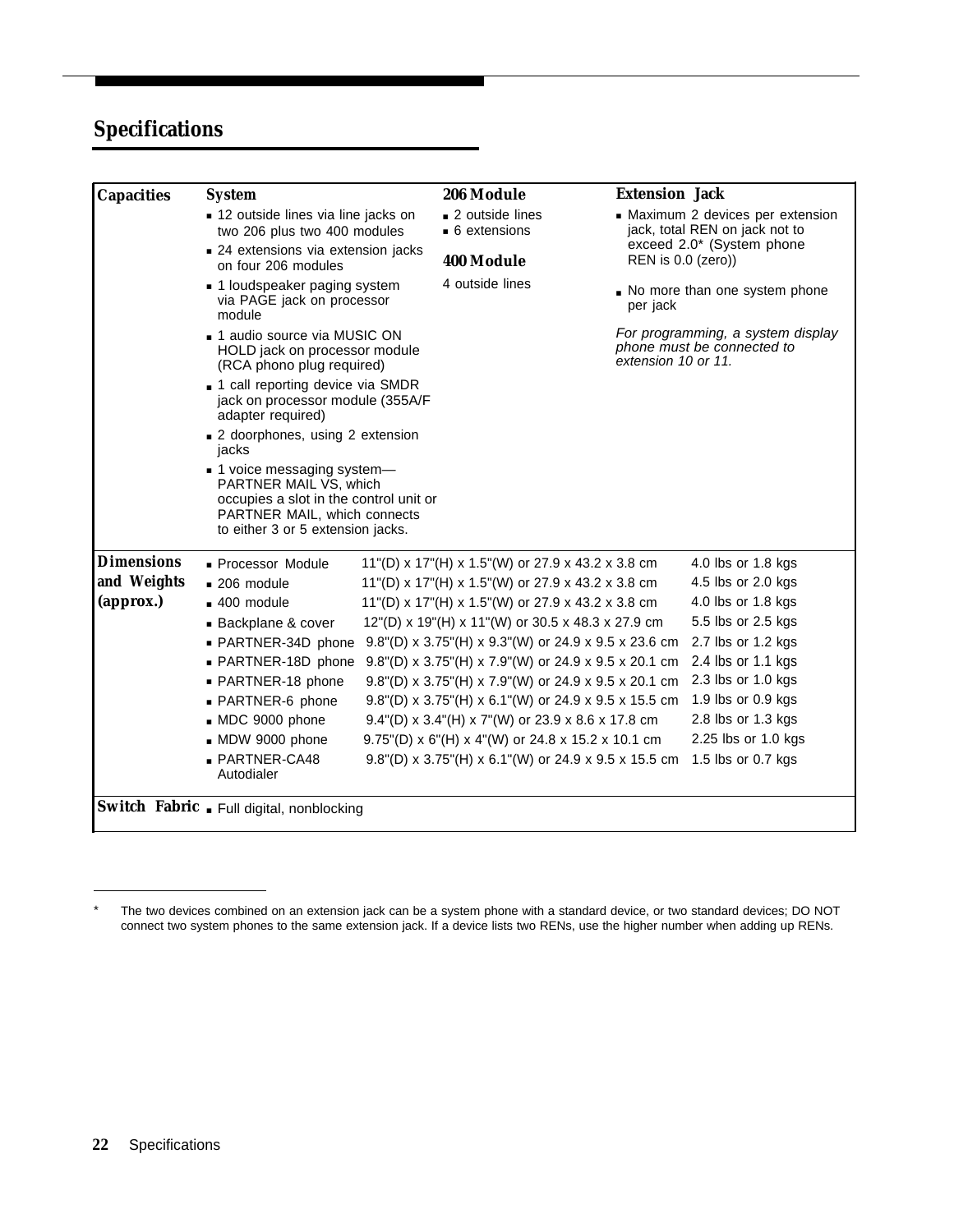# Specifications

## Capacities

**System**

- 12 outside lines via line jacks on two 206 plus two 400 modules
- 24 extensions via extension jacks on four 206 modules
- 1 loudspeaker paging system via PAGE jack on processor module
- 1 audio source via MUSIC ON HOLD jack on processor module (RCA phono plug required)
- 1 call reporting device via SMDR jack on processor module (355A/F adapter required)
- 2 doorphones, using 2 extension jacks
- 1 voice messaging system—PARTNER MAIL VS, which occupies a slot in the control unit or PARTNER MAIL, which connects to either 3 or 5 extension jacks.

**206 Module**

- 2 outside lines
- 6 extensions

**400 Module**

4 outside lines

**Extension Jack**

- Maximum 2 devices per extension jack, total REN on jack not to exceed 2.0* (System phone REN is 0.0 (zero))
- No more than one system phone per jack

*For programming, a system display phone must be connected to extension 10 or 11.*

## Dimensions and Weights (approx.)

| Item | Dimensions | Weight |
|---|---|---|
| Processor Module | 11"(D) x 17"(H) x 1.5"(W) or 27.9 x 43.2 x 3.8 cm | 4.0 lbs or 1.8 kgs |
| 206 module | 11"(D) x 17"(H) x 1.5"(W) or 27.9 x 43.2 x 3.8 cm | 4.5 lbs or 2.0 kgs |
| 400 module | 11"(D) x 17"(H) x 1.5"(W) or 27.9 x 43.2 x 3.8 cm | 4.0 lbs or 1.8 kgs |
| Backplane & cover | 12"(D) x 19"(H) x 11"(W) or 30.5 x 48.3 x 27.9 cm | 5.5 lbs or 2.5 kgs |
| PARTNER-34D phone | 9.8"(D) x 3.75"(H) x 9.3"(W) or 24.9 x 9.5 x 23.6 cm | 2.7 lbs or 1.2 kgs |
| PARTNER-18D phone | 9.8"(D) x 3.75"(H) x 7.9"(W) or 24.9 x 9.5 x 20.1 cm | 2.4 lbs or 1.1 kgs |
| PARTNER-18 phone | 9.8"(D) x 3.75"(H) x 7.9"(W) or 24.9 x 9.5 x 20.1 cm | 2.3 lbs or 1.0 kgs |
| PARTNER-6 phone | 9.8"(D) x 3.75"(H) x 6.1"(W) or 24.9 x 9.5 x 15.5 cm | 1.9 lbs or 0.9 kgs |
| MDC 9000 phone | 9.4"(D) x 3.4"(H) x 7"(W) or 23.9 x 8.6 x 17.8 cm | 2.8 lbs or 1.3 kgs |
| MDW 9000 phone | 9.75"(D) x 6"(H) x 4"(W) or 24.8 x 15.2 x 10.1 cm | 2.25 lbs or 1.0 kgs |
| PARTNER-CA48 Autodialer | 9.8"(D) x 3.75"(H) x 6.1"(W) or 24.9 x 9.5 x 15.5 cm | 1.5 lbs or 0.7 kgs |

## Switch Fabric

- Full digital, nonblocking

---

\* The two devices combined on an extension jack can be a system phone with a standard device, or two standard devices; DO NOT connect two system phones to the same extension jack. If a device lists two RENs, use the higher number when adding up RENs.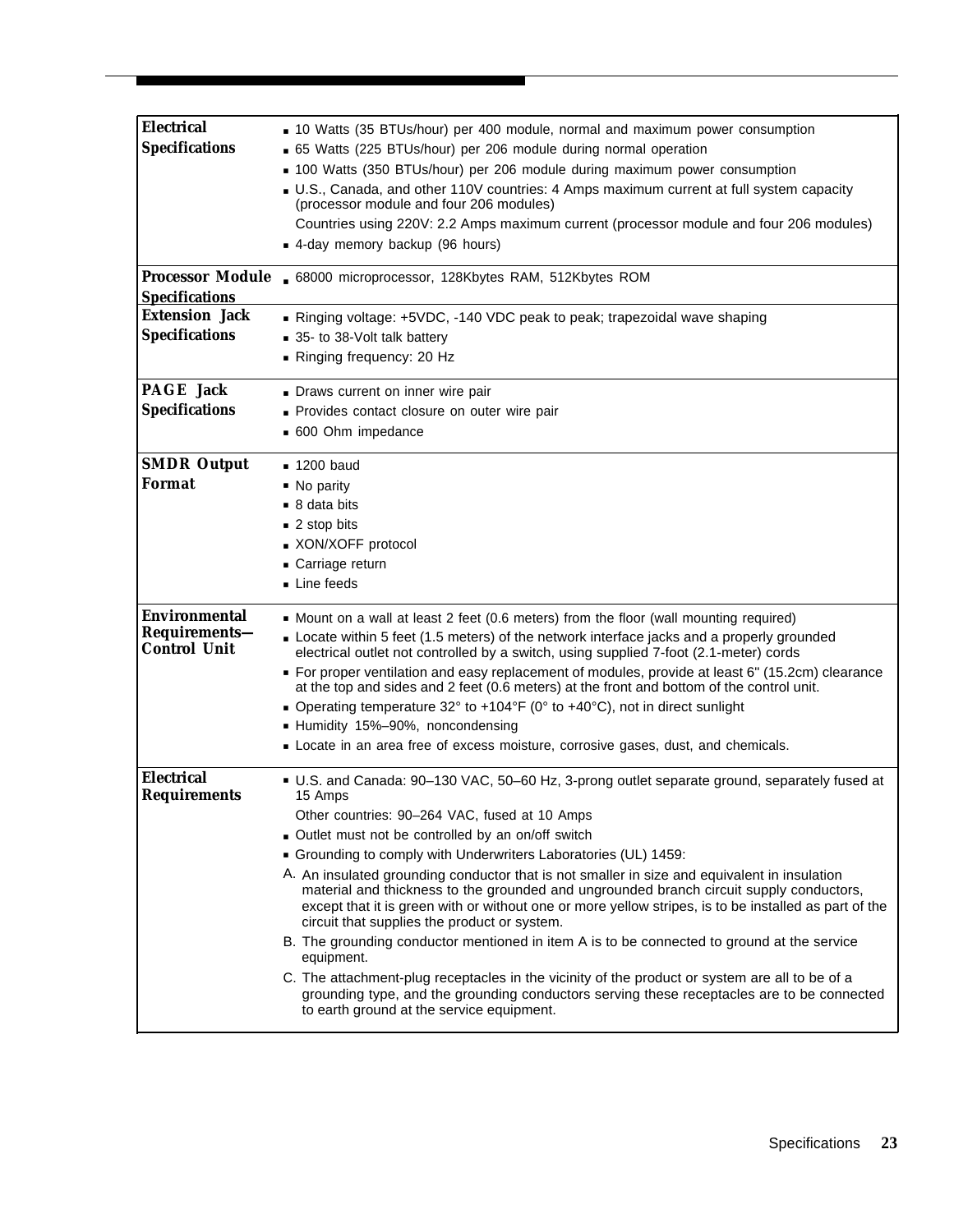| | |
|---|---|
| **Electrical Specifications** | ■ 10 Watts (35 BTUs/hour) per 400 module, normal and maximum power consumption<br>■ 65 Watts (225 BTUs/hour) per 206 module during normal operation<br>■ 100 Watts (350 BTUs/hour) per 206 module during maximum power consumption<br>■ U.S., Canada, and other 110V countries: 4 Amps maximum current at full system capacity (processor module and four 206 modules)<br>Countries using 220V: 2.2 Amps maximum current (processor module and four 206 modules)<br>■ 4-day memory backup (96 hours) |
| **Processor Module Specifications** | ■ 68000 microprocessor, 128Kbytes RAM, 512Kbytes ROM |
| **Extension Jack Specifications** | ■ Ringing voltage: +5VDC, -140 VDC peak to peak; trapezoidal wave shaping<br>■ 35- to 38-Volt talk battery<br>■ Ringing frequency: 20 Hz |
| **PAGE Jack Specifications** | ■ Draws current on inner wire pair<br>■ Provides contact closure on outer wire pair<br>■ 600 Ohm impedance |
| **SMDR Output Format** | ■ 1200 baud<br>■ No parity<br>■ 8 data bits<br>■ 2 stop bits<br>■ XON/XOFF protocol<br>■ Carriage return<br>■ Line feeds |
| **Environmental Requirements—Control Unit** | ■ Mount on a wall at least 2 feet (0.6 meters) from the floor (wall mounting required)<br>■ Locate within 5 feet (1.5 meters) of the network interface jacks and a properly grounded electrical outlet not controlled by a switch, using supplied 7-foot (2.1-meter) cords<br>■ For proper ventilation and easy replacement of modules, provide at least 6" (15.2cm) clearance at the top and sides and 2 feet (0.6 meters) at the front and bottom of the control unit.<br>■ Operating temperature 32° to +104°F (0° to +40°C), not in direct sunlight<br>■ Humidity 15%–90%, noncondensing<br>■ Locate in an area free of excess moisture, corrosive gases, dust, and chemicals. |
| **Electrical Requirements** | ■ U.S. and Canada: 90–130 VAC, 50–60 Hz, 3-prong outlet separate ground, separately fused at 15 Amps<br>Other countries: 90–264 VAC, fused at 10 Amps<br>■ Outlet must not be controlled by an on/off switch<br>■ Grounding to comply with Underwriters Laboratories (UL) 1459:<br>A. An insulated grounding conductor that is not smaller in size and equivalent in insulation material and thickness to the grounded and ungrounded branch circuit supply conductors, except that it is green with or without one or more yellow stripes, is to be installed as part of the circuit that supplies the product or system.<br>B. The grounding conductor mentioned in item A is to be connected to ground at the service equipment.<br>C. The attachment-plug receptacles in the vicinity of the product or system are all to be of a grounding type, and the grounding conductors serving these receptacles are to be connected to earth ground at the service equipment. |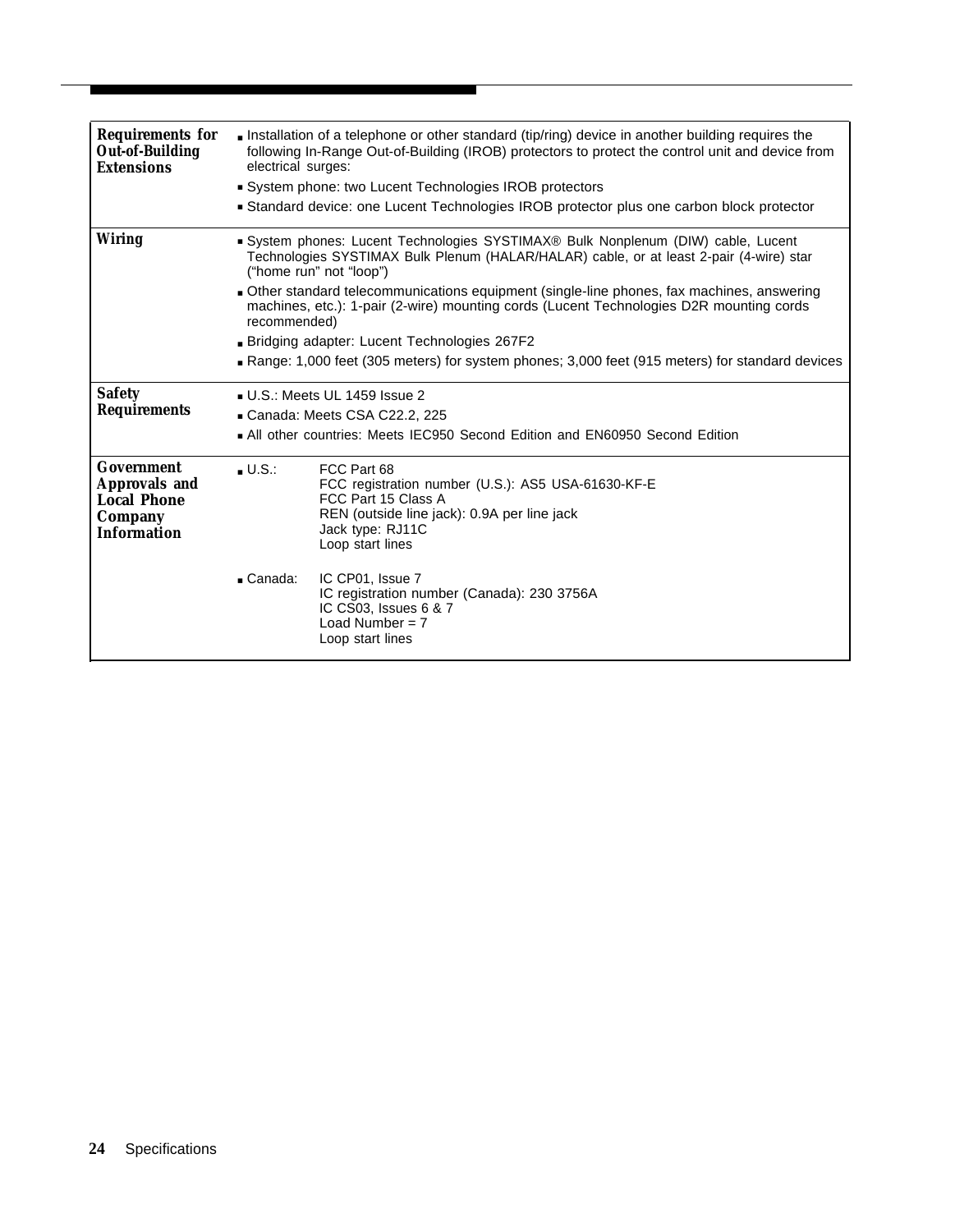| | |
|---|---|
| **Requirements for Out-of-Building Extensions** | ▪ Installation of a telephone or other standard (tip/ring) device in another building requires the following In-Range Out-of-Building (IROB) protectors to protect the control unit and device from electrical surges:<br>▪ System phone: two Lucent Technologies IROB protectors<br>▪ Standard device: one Lucent Technologies IROB protector plus one carbon block protector |
| **Wiring** | ▪ System phones: Lucent Technologies SYSTIMAX® Bulk Nonplenum (DIW) cable, Lucent Technologies SYSTIMAX Bulk Plenum (HALAR/HALAR) cable, or at least 2-pair (4-wire) star ("home run" not "loop")<br>▪ Other standard telecommunications equipment (single-line phones, fax machines, answering machines, etc.): 1-pair (2-wire) mounting cords (Lucent Technologies D2R mounting cords recommended)<br>▪ Bridging adapter: Lucent Technologies 267F2<br>▪ Range: 1,000 feet (305 meters) for system phones; 3,000 feet (915 meters) for standard devices |
| **Safety Requirements** | ▪ U.S.: Meets UL 1459 Issue 2<br>▪ Canada: Meets CSA C22.2, 225<br>▪ All other countries: Meets IEC950 Second Edition and EN60950 Second Edition |
| **Government Approvals and Local Phone Company Information** | ▪ U.S.: FCC Part 68<br>FCC registration number (U.S.): AS5 USA-61630-KF-E<br>FCC Part 15 Class A<br>REN (outside line jack): 0.9A per line jack<br>Jack type: RJ11C<br>Loop start lines<br><br>▪ Canada: IC CP01, Issue 7<br>IC registration number (Canada): 230 3756A<br>IC CS03, Issues 6 & 7<br>Load Number = 7<br>Loop start lines |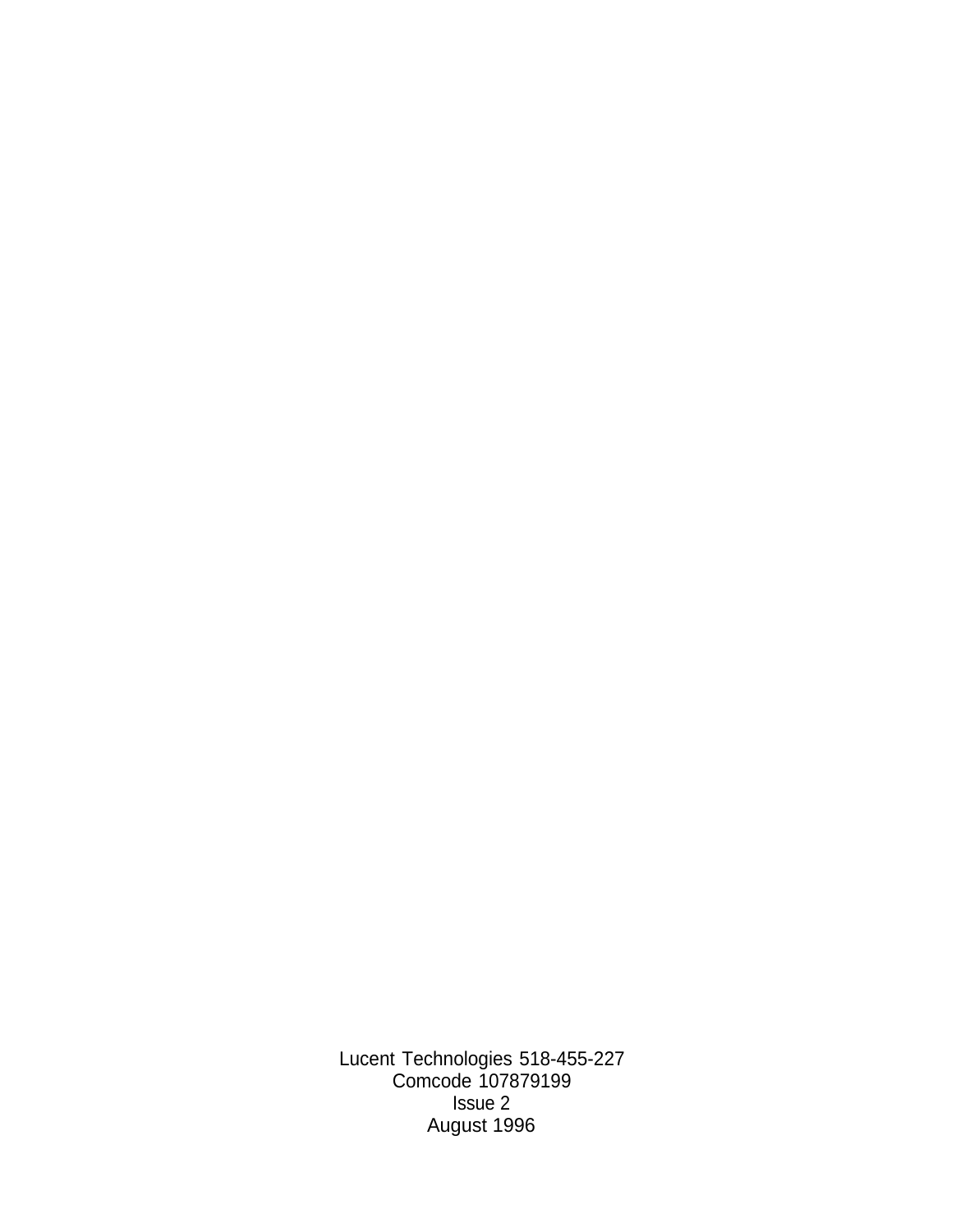Lucent Technologies 518-455-227
Comcode 107879199
Issue 2
August 1996